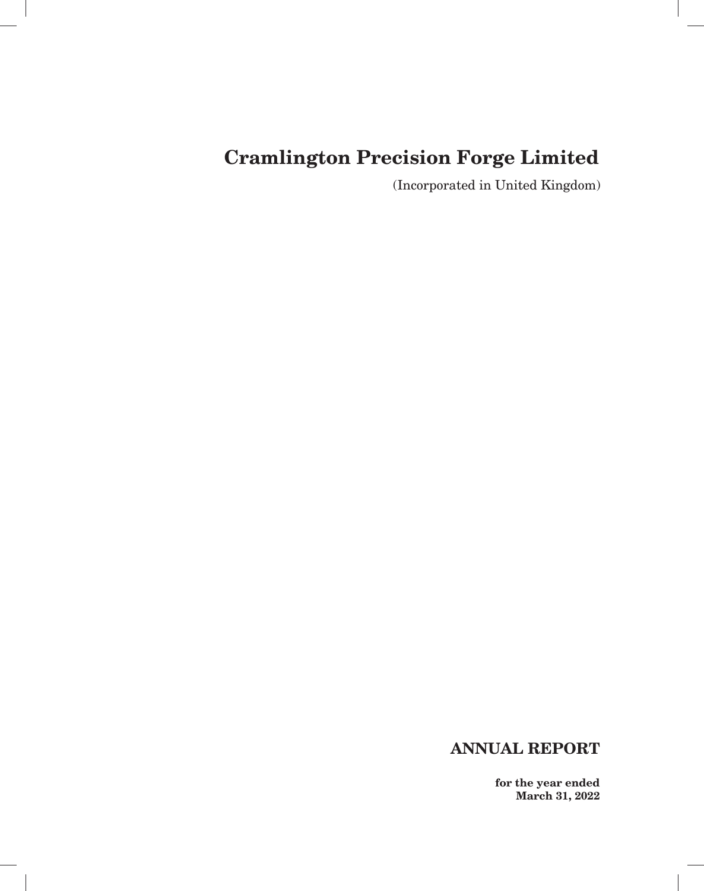# Cramlington Precision Forge Limited

(Incorporated in United Kingdom)

## ANNUAL REPORT

**for the year ended March 31, 2022**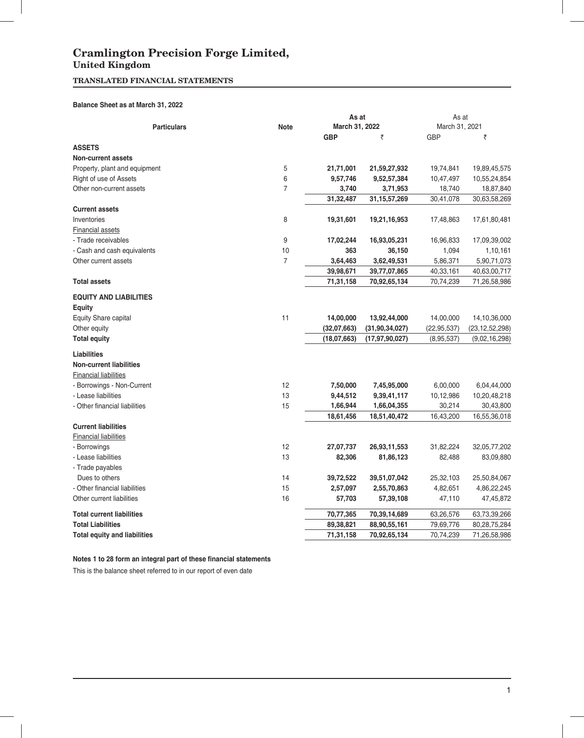# Cramlington Precision Forge Limited,

## United Kingdom

### TRANSLATED FINANCIAL STATEMENTS

**Balance Sheet as at March 31, 2022**

| Particulars | Note | As at March 31, 2022 | | As at March 31, 2021 | |
|---|---|---|---|---|---|
| | | **GBP** | **₹** | GBP | ₹ |
| **ASSETS** | | | | | |
| **Non-current assets** | | | | | |
| Property, plant and equipment | 5 | **21,71,001** | **21,59,27,932** | 19,74,841 | 19,89,45,575 |
| Right of use of Assets | 6 | **9,57,746** | **9,52,57,384** | 10,47,497 | 10,55,24,854 |
| Other non-current assets | 7 | **3,740** | **3,71,953** | 18,740 | 18,87,840 |
| | | **31,32,487** | **31,15,57,269** | 30,41,078 | 30,63,58,269 |
| **Current assets** | | | | | |
| Inventories | 8 | **19,31,601** | **19,21,16,953** | 17,48,863 | 17,61,80,481 |
| Financial assets | | | | | |
| - Trade receivables | 9 | **17,02,244** | **16,93,05,231** | 16,96,833 | 17,09,39,002 |
| - Cash and cash equivalents | 10 | **363** | **36,150** | 1,094 | 1,10,161 |
| Other current assets | 7 | **3,64,463** | **3,62,49,531** | 5,86,371 | 5,90,71,073 |
| | | **39,98,671** | **39,77,07,865** | 40,33,161 | 40,63,00,717 |
| **Total assets** | | **71,31,158** | **70,92,65,134** | 70,74,239 | 71,26,58,986 |
| **EQUITY AND LIABILITIES** | | | | | |
| **Equity** | | | | | |
| Equity Share capital | 11 | **14,00,000** | **13,92,44,000** | 14,00,000 | 14,10,36,000 |
| Other equity | | **(32,07,663)** | **(31,90,34,027)** | (22,95,537) | (23,12,52,298) |
| **Total equity** | | **(18,07,663)** | **(17,97,90,027)** | (8,95,537) | (9,02,16,298) |
| **Liabilities** | | | | | |
| **Non-current liabilities** | | | | | |
| Financial liabilities | | | | | |
| - Borrowings - Non-Current | 12 | **7,50,000** | **7,45,95,000** | 6,00,000 | 6,04,44,000 |
| - Lease liabilities | 13 | **9,44,512** | **9,39,41,117** | 10,12,986 | 10,20,48,218 |
| - Other financial liabilities | 15 | **1,66,944** | **1,66,04,355** | 30,214 | 30,43,800 |
| | | **18,61,456** | **18,51,40,472** | 16,43,200 | 16,55,36,018 |
| **Current liabilities** | | | | | |
| Financial liabilities | | | | | |
| - Borrowings | 12 | **27,07,737** | **26,93,11,553** | 31,82,224 | 32,05,77,202 |
| - Lease liabilities | 13 | **82,306** | **81,86,123** | 82,488 | 83,09,880 |
| - Trade payables | | | | | |
| Dues to others | 14 | **39,72,522** | **39,51,07,042** | 25,32,103 | 25,50,84,067 |
| - Other financial liabilities | 15 | **2,57,097** | **2,55,70,863** | 4,82,651 | 4,86,22,245 |
| Other current liabilities | 16 | **57,703** | **57,39,108** | 47,110 | 47,45,872 |
| **Total current liabilities** | | **70,77,365** | **70,39,14,689** | 63,26,576 | 63,73,39,266 |
| **Total Liabilities** | | **89,38,821** | **88,90,55,161** | 79,69,776 | 80,28,75,284 |
| **Total equity and liabilities** | | **71,31,158** | **70,92,65,134** | 70,74,239 | 71,26,58,986 |

**Notes 1 to 28 form an integral part of these financial statements**

This is the balance sheet referred to in our report of even date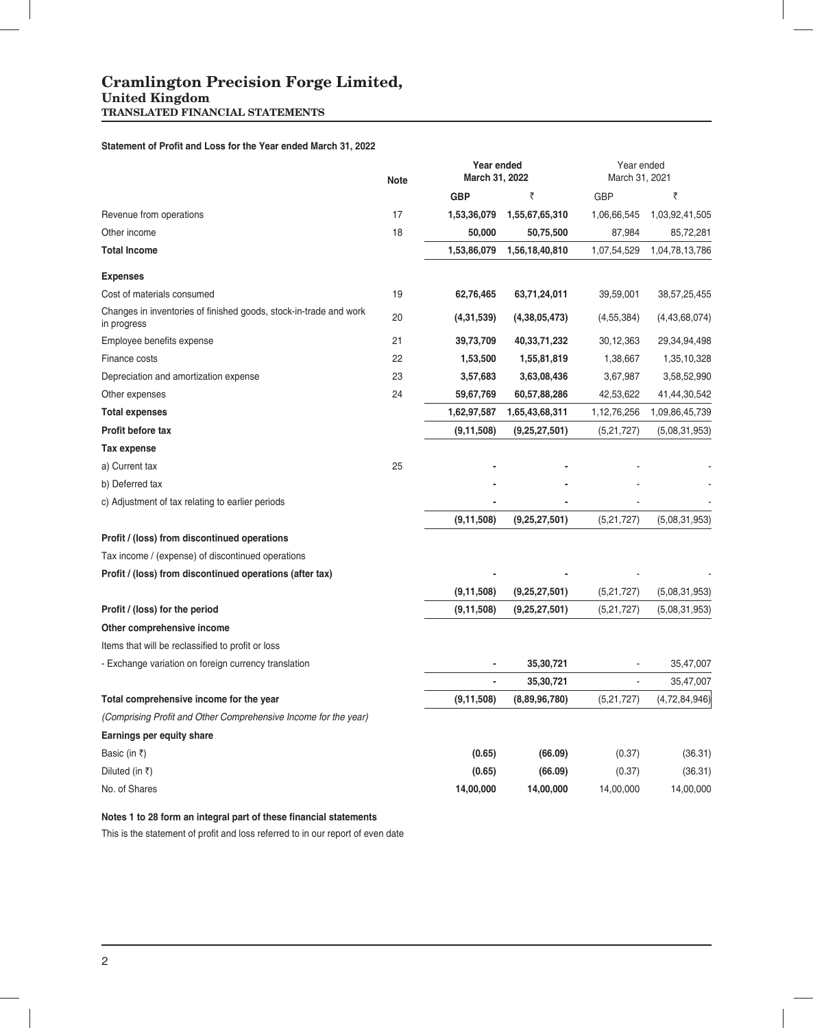# Cramlington Precision Forge Limited,

## United Kingdom

### TRANSLATED FINANCIAL STATEMENTS

**Statement of Profit and Loss for the Year ended March 31, 2022**

| | Note | **Year ended March 31, 2022** | | Year ended March 31, 2021 | |
|---|---|---|---|---|---|
| | | **GBP** | ₹ | GBP | ₹ |
| Revenue from operations | 17 | **1,53,36,079** | **1,55,67,65,310** | 1,06,66,545 | 1,03,92,41,505 |
| Other income | 18 | **50,000** | **50,75,500** | 87,984 | 85,72,281 |
| **Total Income** | | **1,53,86,079** | **1,56,18,40,810** | 1,07,54,529 | 1,04,78,13,786 |
| **Expenses** | | | | | |
| Cost of materials consumed | 19 | **62,76,465** | **63,71,24,011** | 39,59,001 | 38,57,25,455 |
| Changes in inventories of finished goods, stock-in-trade and work in progress | 20 | **(4,31,539)** | **(4,38,05,473)** | (4,55,384) | (4,43,68,074) |
| Employee benefits expense | 21 | **39,73,709** | **40,33,71,232** | 30,12,363 | 29,34,94,498 |
| Finance costs | 22 | **1,53,500** | **1,55,81,819** | 1,38,667 | 1,35,10,328 |
| Depreciation and amortization expense | 23 | **3,57,683** | **3,63,08,436** | 3,67,987 | 3,58,52,990 |
| Other expenses | 24 | **59,67,769** | **60,57,88,286** | 42,53,622 | 41,44,30,542 |
| **Total expenses** | | **1,62,97,587** | **1,65,43,68,311** | 1,12,76,256 | 1,09,86,45,739 |
| **Profit before tax** | | **(9,11,508)** | **(9,25,27,501)** | (5,21,727) | (5,08,31,953) |
| **Tax expense** | | | | | |
| a) Current tax | 25 | **-** | **-** | - | - |
| b) Deferred tax | | **-** | **-** | - | - |
| c) Adjustment of tax relating to earlier periods | | **-** | **-** | - | - |
| | | **(9,11,508)** | **(9,25,27,501)** | (5,21,727) | (5,08,31,953) |
| **Profit / (loss) from discontinued operations** | | | | | |
| Tax income / (expense) of discontinued operations | | | | | |
| **Profit / (loss) from discontinued operations (after tax)** | | **-** | **-** | - | - |
| | | **(9,11,508)** | **(9,25,27,501)** | (5,21,727) | (5,08,31,953) |
| **Profit / (loss) for the period** | | **(9,11,508)** | **(9,25,27,501)** | (5,21,727) | (5,08,31,953) |
| **Other comprehensive income** | | | | | |
| Items that will be reclassified to profit or loss | | | | | |
| - Exchange variation on foreign currency translation | | **-** | **35,30,721** | - | 35,47,007 |
| | | **-** | **35,30,721** | - | 35,47,007 |
| **Total comprehensive income for the year** | | **(9,11,508)** | **(8,89,96,780)** | (5,21,727) | (4,72,84,946) |
| *(Comprising Profit and Other Comprehensive Income for the year)* | | | | | |
| **Earnings per equity share** | | | | | |
| Basic (in ₹) | | **(0.65)** | **(66.09)** | (0.37) | (36.31) |
| Diluted (in ₹) | | **(0.65)** | **(66.09)** | (0.37) | (36.31) |
| No. of Shares | | **14,00,000** | **14,00,000** | 14,00,000 | 14,00,000 |

**Notes 1 to 28 form an integral part of these financial statements**

This is the statement of profit and loss referred to in our report of even date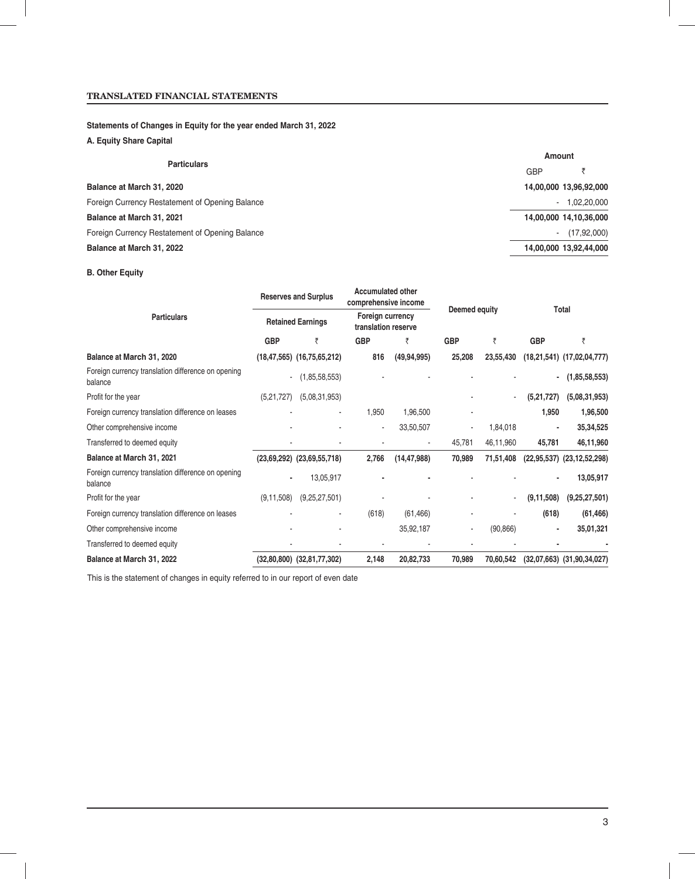**TRANSLATED FINANCIAL STATEMENTS**

### Statements of Changes in Equity for the year ended March 31, 2022

#### A. Equity Share Capital

| Particulars | Amount | |
|---|---|---|
| | GBP | ₹ |
| **Balance at March 31, 2020** | **14,00,000** | **13,96,92,000** |
| Foreign Currency Restatement of Opening Balance | - | 1,02,20,000 |
| **Balance at March 31, 2021** | **14,00,000** | **14,10,36,000** |
| Foreign Currency Restatement of Opening Balance | - | (17,92,000) |
| **Balance at March 31, 2022** | **14,00,000** | **13,92,44,000** |

#### B. Other Equity

| Particulars | Reserves and Surplus | | Accumulated other comprehensive income | | Deemed equity | | Total | |
|---|---|---|---|---|---|---|---|---|
| | Retained Earnings | | Foreign currency translation reserve | | | | | |
| | GBP | ₹ | GBP | ₹ | GBP | ₹ | GBP | ₹ |
| **Balance at March 31, 2020** | **(18,47,565)** | **(16,75,65,212)** | **816** | **(49,94,995)** | **25,208** | **23,55,430** | **(18,21,541)** | **(17,02,04,777)** |
| Foreign currency translation difference on opening balance | - | (1,85,58,553) | - | - | - | - | **-** | **(1,85,58,553)** |
| Profit for the year | (5,21,727) | (5,08,31,953) | | | - | - | **(5,21,727)** | **(5,08,31,953)** |
| Foreign currency translation difference on leases | - | - | 1,950 | 1,96,500 | - | | **1,950** | **1,96,500** |
| Other comprehensive income | - | - | - | 33,50,507 | - | 1,84,018 | **-** | **35,34,525** |
| Transferred to deemed equity | - | - | - | - | 45,781 | 46,11,960 | **45,781** | **46,11,960** |
| **Balance at March 31, 2021** | **(23,69,292)** | **(23,69,55,718)** | **2,766** | **(14,47,988)** | **70,989** | **71,51,408** | **(22,95,537)** | **(23,12,52,298)** |
| Foreign currency translation difference on opening balance | **-** | 13,05,917 | **-** | **-** | - | - | **-** | **13,05,917** |
| Profit for the year | (9,11,508) | (9,25,27,501) | - | - | - | - | **(9,11,508)** | **(9,25,27,501)** |
| Foreign currency translation difference on leases | - | - | (618) | (61,466) | - | - | **(618)** | **(61,466)** |
| Other comprehensive income | - | - | | 35,92,187 | - | (90,866) | **-** | **35,01,321** |
| Transferred to deemed equity | - | - | - | - | - | - | **-** | **-** |
| **Balance at March 31, 2022** | **(32,80,800)** | **(32,81,77,302)** | **2,148** | **20,82,733** | **70,989** | **70,60,542** | **(32,07,663)** | **(31,90,34,027)** |

This is the statement of changes in equity referred to in our report of even date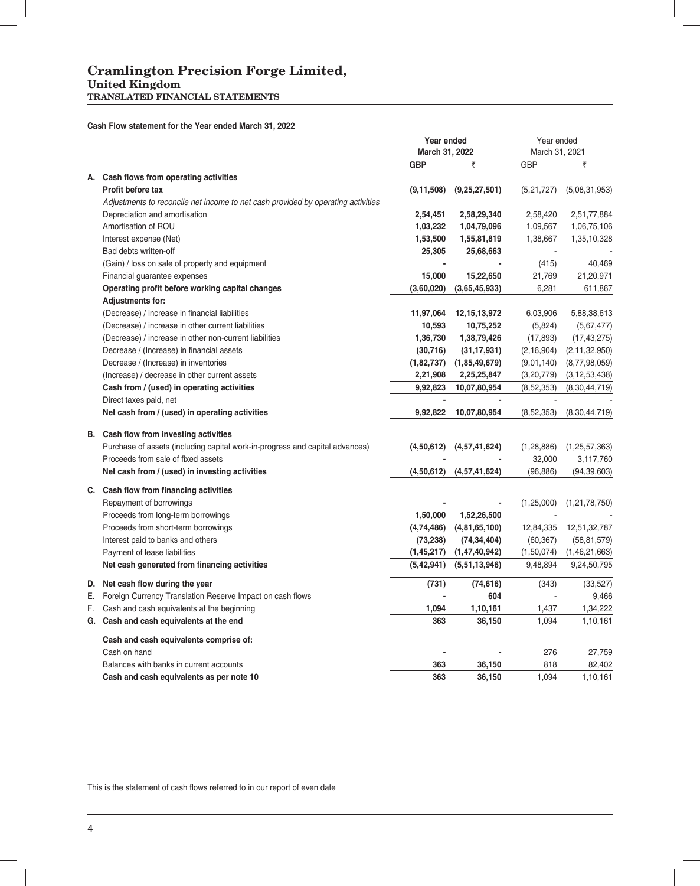# Cramlington Precision Forge Limited,

## United Kingdom

### TRANSLATED FINANCIAL STATEMENTS

**Cash Flow statement for the Year ended March 31, 2022**

| | | **Year ended March 31, 2022** | | Year ended March 31, 2021 | |
|---|---|---|---|---|---|
| | | **GBP** | **₹** | GBP | ₹ |
| **A.** | **Cash flows from operating activities** | | | | |
| | **Profit before tax** | **(9,11,508)** | **(9,25,27,501)** | (5,21,727) | (5,08,31,953) |
| | *Adjustments to reconcile net income to net cash provided by operating activities* | | | | |
| | Depreciation and amortisation | **2,54,451** | **2,58,29,340** | 2,58,420 | 2,51,77,884 |
| | Amortisation of ROU | **1,03,232** | **1,04,79,096** | 1,09,567 | 1,06,75,106 |
| | Interest expense (Net) | **1,53,500** | **1,55,81,819** | 1,38,667 | 1,35,10,328 |
| | Bad debts written-off | **25,305** | **25,68,663** | - | - |
| | (Gain) / loss on sale of property and equipment | **-** | **-** | (415) | 40,469 |
| | Financial guarantee expenses | **15,000** | **15,22,650** | 21,769 | 21,20,971 |
| | **Operating profit before working capital changes** | **(3,60,020)** | **(3,65,45,933)** | 6,281 | 611,867 |
| | **Adjustments for:** | | | | |
| | (Decrease) / increase in financial liabilities | **11,97,064** | **12,15,13,972** | 6,03,906 | 5,88,38,613 |
| | (Decrease) / increase in other current liabilities | **10,593** | **10,75,252** | (5,824) | (5,67,477) |
| | (Decrease) / increase in other non-current liabilities | **1,36,730** | **1,38,79,426** | (17,893) | (17,43,275) |
| | Decrease / (Increase) in financial assets | **(30,716)** | **(31,17,931)** | (2,16,904) | (2,11,32,950) |
| | Decrease / (Increase) in inventories | **(1,82,737)** | **(1,85,49,679)** | (9,01,140) | (8,77,98,059) |
| | (Increase) / decrease in other current assets | **2,21,908** | **2,25,25,847** | (3,20,779) | (3,12,53,438) |
| | **Cash from / (used) in operating activities** | **9,92,823** | **10,07,80,954** | (8,52,353) | (8,30,44,719) |
| | Direct taxes paid, net | **-** | **-** | - | - |
| | **Net cash from / (used) in operating activities** | **9,92,822** | **10,07,80,954** | (8,52,353) | (8,30,44,719) |
| **B.** | **Cash flow from investing activities** | | | | |
| | Purchase of assets (including capital work-in-progress and capital advances) | **(4,50,612)** | **(4,57,41,624)** | (1,28,886) | (1,25,57,363) |
| | Proceeds from sale of fixed assets | **-** | **-** | 32,000 | 3,117,760 |
| | **Net cash from / (used) in investing activities** | **(4,50,612)** | **(4,57,41,624)** | (96,886) | (94,39,603) |
| **C.** | **Cash flow from financing activities** | | | | |
| | Repayment of borrowings | **-** | **-** | (1,25,000) | (1,21,78,750) |
| | Proceeds from long-term borrowings | **1,50,000** | **1,52,26,500** | - | - |
| | Proceeds from short-term borrowings | **(4,74,486)** | **(4,81,65,100)** | 12,84,335 | 12,51,32,787 |
| | Interest paid to banks and others | **(73,238)** | **(74,34,404)** | (60,367) | (58,81,579) |
| | Payment of lease liabilities | **(1,45,217)** | **(1,47,40,942)** | (1,50,074) | (1,46,21,663) |
| | **Net cash generated from financing activities** | **(5,42,941)** | **(5,51,13,946)** | 9,48,894 | 9,24,50,795 |
| **D.** | **Net cash flow during the year** | **(731)** | **(74,616)** | (343) | (33,527) |
| E. | Foreign Currency Translation Reserve Impact on cash flows | **-** | **604** | - | 9,466 |
| F. | Cash and cash equivalents at the beginning | **1,094** | **1,10,161** | 1,437 | 1,34,222 |
| **G.** | **Cash and cash equivalents at the end** | **363** | **36,150** | 1,094 | 1,10,161 |
| | **Cash and cash equivalents comprise of:** | | | | |
| | Cash on hand | **-** | **-** | 276 | 27,759 |
| | Balances with banks in current accounts | **363** | **36,150** | 818 | 82,402 |
| | **Cash and cash equivalents as per note 10** | **363** | **36,150** | 1,094 | 1,10,161 |

This is the statement of cash flows referred to in our report of even date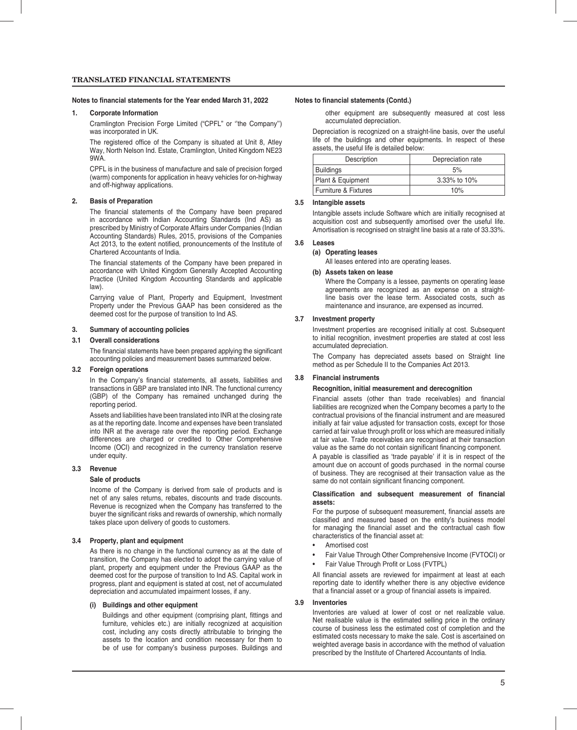## TRANSLATED FINANCIAL STATEMENTS

**Notes to financial statements for the Year ended March 31, 2022**

### 1. Corporate Information

Cramlington Precision Forge Limited ("CPFL" or ''the Company'') was incorporated in UK.

The registered office of the Company is situated at Unit 8, Atley Way, North Nelson Ind. Estate, Cramlington, United Kingdom NE23 9WA.

CPFL is in the business of manufacture and sale of precision forged (warm) components for application in heavy vehicles for on-highway and off-highway applications.

### 2. Basis of Preparation

The financial statements of the Company have been prepared in accordance with Indian Accounting Standards (Ind AS) as prescribed by Ministry of Corporate Affairs under Companies (Indian Accounting Standards) Rules, 2015, provisions of the Companies Act 2013, to the extent notified, pronouncements of the Institute of Chartered Accountants of India.

The financial statements of the Company have been prepared in accordance with United Kingdom Generally Accepted Accounting Practice (United Kingdom Accounting Standards and applicable law).

Carrying value of Plant, Property and Equipment, Investment Property under the Previous GAAP has been considered as the deemed cost for the purpose of transition to Ind AS.

### 3. Summary of accounting policies

#### 3.1 Overall considerations

The financial statements have been prepared applying the significant accounting policies and measurement bases summarized below.

#### 3.2 Foreign operations

In the Company's financial statements, all assets, liabilities and transactions in GBP are translated into INR. The functional currency (GBP) of the Company has remained unchanged during the reporting period.

Assets and liabilities have been translated into INR at the closing rate as at the reporting date. Income and expenses have been translated into INR at the average rate over the reporting period. Exchange differences are charged or credited to Other Comprehensive Income (OCI) and recognized in the currency translation reserve under equity.

#### 3.3 Revenue

**Sale of products**

Income of the Company is derived from sale of products and is net of any sales returns, rebates, discounts and trade discounts. Revenue is recognized when the Company has transferred to the buyer the significant risks and rewards of ownership, which normally takes place upon delivery of goods to customers.

#### 3.4 Property, plant and equipment

As there is no change in the functional currency as at the date of transition, the Company has elected to adopt the carrying value of plant, property and equipment under the Previous GAAP as the deemed cost for the purpose of transition to Ind AS. Capital work in progress, plant and equipment is stated at cost, net of accumulated depreciation and accumulated impairment losses, if any.

**(i) Buildings and other equipment**

Buildings and other equipment (comprising plant, fittings and furniture, vehicles etc.) are initially recognized at acquisition cost, including any costs directly attributable to bringing the assets to the location and condition necessary for them to be of use for company's business purposes. Buildings and other equipment are subsequently measured at cost less accumulated depreciation.

Depreciation is recognized on a straight-line basis, over the useful life of the buildings and other equipments. In respect of these assets, the useful life is detailed below:

| Description | Depreciation rate |
|---|---|
| Buildings | 5% |
| Plant & Equipment | 3.33% to 10% |
| Furniture & Fixtures | 10% |

#### 3.5 Intangible assets

Intangible assets include Software which are initially recognised at acquisition cost and subsequently amortised over the useful life. Amortisation is recognised on straight line basis at a rate of 33.33%.

#### 3.6 Leases

**(a) Operating leases**

All leases entered into are operating leases.

**(b) Assets taken on lease**

Where the Company is a lessee, payments on operating lease agreements are recognized as an expense on a straight-line basis over the lease term. Associated costs, such as maintenance and insurance, are expensed as incurred.

#### 3.7 Investment property

Investment properties are recognised initially at cost. Subsequent to initial recognition, investment properties are stated at cost less accumulated depreciation.

The Company has depreciated assets based on Straight line method as per Schedule II to the Companies Act 2013.

#### 3.8 Financial instruments

**Recognition, initial measurement and derecognition**

Financial assets (other than trade receivables) and financial liabilities are recognized when the Company becomes a party to the contractual provisions of the financial instrument and are measured initially at fair value adjusted for transaction costs, except for those carried at fair value through profit or loss which are measured initially at fair value. Trade receivables are recognised at their transaction value as the same do not contain significant financing component.

A payable is classified as 'trade payable' if it is in respect of the amount due on account of goods purchased in the normal course of business. They are recognised at their transaction value as the same do not contain significant financing component.

**Classification and subsequent measurement of financial assets:**

For the purpose of subsequent measurement, financial assets are classified and measured based on the entity's business model for managing the financial asset and the contractual cash flow characteristics of the financial asset at:

- Amortised cost
- Fair Value Through Other Comprehensive Income (FVTOCI) or
- Fair Value Through Profit or Loss (FVTPL)

All financial assets are reviewed for impairment at least at each reporting date to identify whether there is any objective evidence that a financial asset or a group of financial assets is impaired.

#### 3.9 Inventories

Inventories are valued at lower of cost or net realizable value. Net realisable value is the estimated selling price in the ordinary course of business less the estimated cost of completion and the estimated costs necessary to make the sale. Cost is ascertained on weighted average basis in accordance with the method of valuation prescribed by the Institute of Chartered Accountants of India.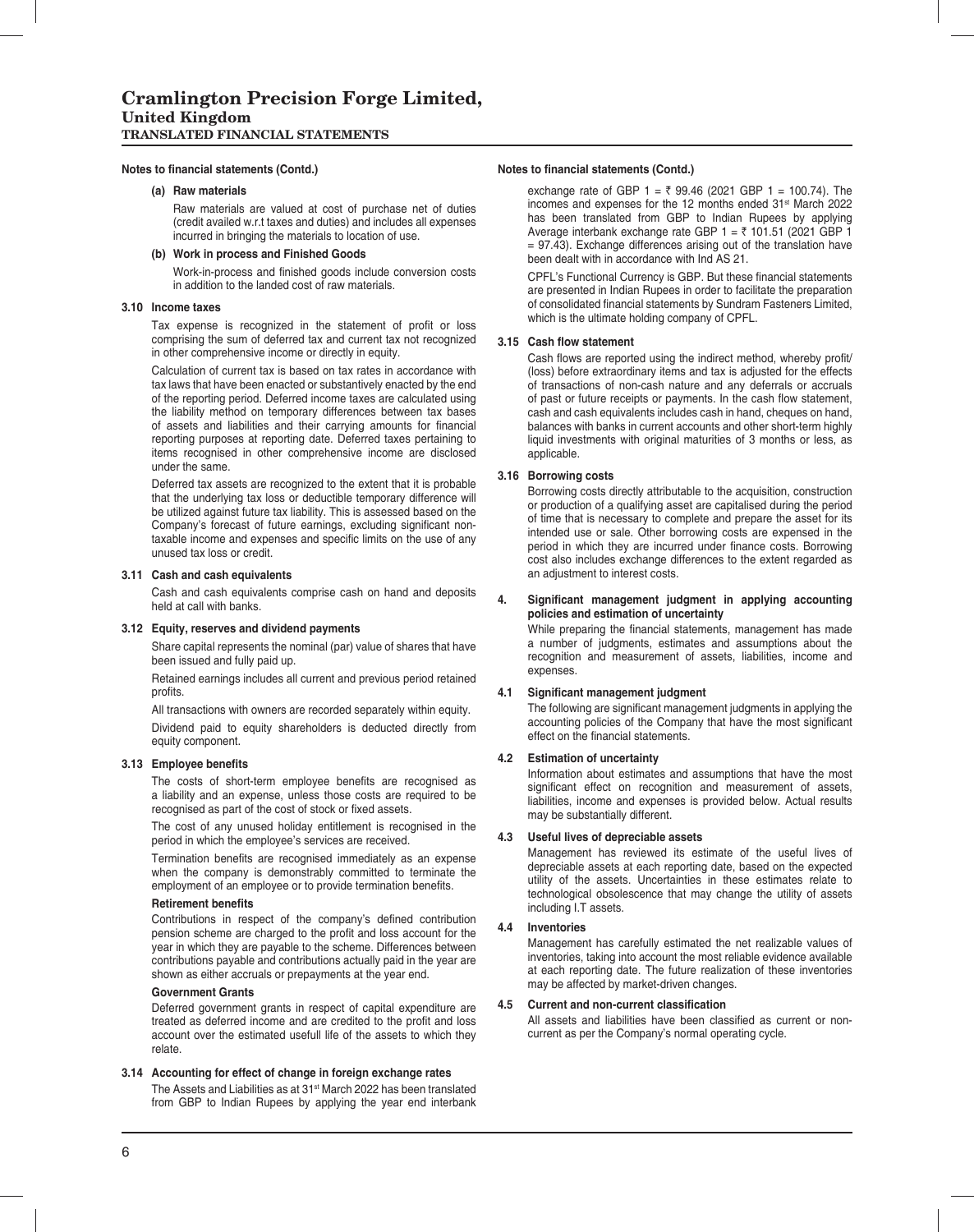# Cramlington Precision Forge Limited,

## United Kingdom

### TRANSLATED FINANCIAL STATEMENTS

**Notes to financial statements (Contd.)**

**(a) Raw materials**

Raw materials are valued at cost of purchase net of duties (credit availed w.r.t taxes and duties) and includes all expenses incurred in bringing the materials to location of use.

**(b) Work in process and Finished Goods**

Work-in-process and finished goods include conversion costs in addition to the landed cost of raw materials.

**3.10 Income taxes**

Tax expense is recognized in the statement of profit or loss comprising the sum of deferred tax and current tax not recognized in other comprehensive income or directly in equity.

Calculation of current tax is based on tax rates in accordance with tax laws that have been enacted or substantively enacted by the end of the reporting period. Deferred income taxes are calculated using the liability method on temporary differences between tax bases of assets and liabilities and their carrying amounts for financial reporting purposes at reporting date. Deferred taxes pertaining to items recognised in other comprehensive income are disclosed under the same.

Deferred tax assets are recognized to the extent that it is probable that the underlying tax loss or deductible temporary difference will be utilized against future tax liability. This is assessed based on the Company's forecast of future earnings, excluding significant non-taxable income and expenses and specific limits on the use of any unused tax loss or credit.

**3.11 Cash and cash equivalents**

Cash and cash equivalents comprise cash on hand and deposits held at call with banks.

**3.12 Equity, reserves and dividend payments**

Share capital represents the nominal (par) value of shares that have been issued and fully paid up.

Retained earnings includes all current and previous period retained profits.

All transactions with owners are recorded separately within equity.

Dividend paid to equity shareholders is deducted directly from equity component.

**3.13 Employee benefits**

The costs of short-term employee benefits are recognised as a liability and an expense, unless those costs are required to be recognised as part of the cost of stock or fixed assets.

The cost of any unused holiday entitlement is recognised in the period in which the employee's services are received.

Termination benefits are recognised immediately as an expense when the company is demonstrably committed to terminate the employment of an employee or to provide termination benefits.

**Retirement benefits**

Contributions in respect of the company's defined contribution pension scheme are charged to the profit and loss account for the year in which they are payable to the scheme. Differences between contributions payable and contributions actually paid in the year are shown as either accruals or prepayments at the year end.

**Government Grants**

Deferred government grants in respect of capital expenditure are treated as deferred income and are credited to the profit and loss account over the estimated usefull life of the assets to which they relate.

**3.14 Accounting for effect of change in foreign exchange rates**

The Assets and Liabilities as at 31st March 2022 has been translated from GBP to Indian Rupees by applying the year end interbank exchange rate of GBP 1 = ₹ 99.46 (2021 GBP 1 = 100.74). The incomes and expenses for the 12 months ended 31st March 2022 has been translated from GBP to Indian Rupees by applying Average interbank exchange rate GBP 1 = ₹ 101.51 (2021 GBP 1 = 97.43). Exchange differences arising out of the translation have been dealt with in accordance with Ind AS 21.

CPFL's Functional Currency is GBP. But these financial statements are presented in Indian Rupees in order to facilitate the preparation of consolidated financial statements by Sundram Fasteners Limited, which is the ultimate holding company of CPFL.

**3.15 Cash flow statement**

Cash flows are reported using the indirect method, whereby profit/(loss) before extraordinary items and tax is adjusted for the effects of transactions of non-cash nature and any deferrals or accruals of past or future receipts or payments. In the cash flow statement, cash and cash equivalents includes cash in hand, cheques on hand, balances with banks in current accounts and other short-term highly liquid investments with original maturities of 3 months or less, as applicable.

**3.16 Borrowing costs**

Borrowing costs directly attributable to the acquisition, construction or production of a qualifying asset are capitalised during the period of time that is necessary to complete and prepare the asset for its intended use or sale. Other borrowing costs are expensed in the period in which they are incurred under finance costs. Borrowing cost also includes exchange differences to the extent regarded as an adjustment to interest costs.

**4. Significant management judgment in applying accounting policies and estimation of uncertainty**

While preparing the financial statements, management has made a number of judgments, estimates and assumptions about the recognition and measurement of assets, liabilities, income and expenses.

**4.1 Significant management judgment**

The following are significant management judgments in applying the accounting policies of the Company that have the most significant effect on the financial statements.

**4.2 Estimation of uncertainty**

Information about estimates and assumptions that have the most significant effect on recognition and measurement of assets, liabilities, income and expenses is provided below. Actual results may be substantially different.

**4.3 Useful lives of depreciable assets**

Management has reviewed its estimate of the useful lives of depreciable assets at each reporting date, based on the expected utility of the assets. Uncertainties in these estimates relate to technological obsolescence that may change the utility of assets including I.T assets.

**4.4 Inventories**

Management has carefully estimated the net realizable values of inventories, taking into account the most reliable evidence available at each reporting date. The future realization of these inventories may be affected by market-driven changes.

**4.5 Current and non-current classification**

All assets and liabilities have been classified as current or non-current as per the Company's normal operating cycle.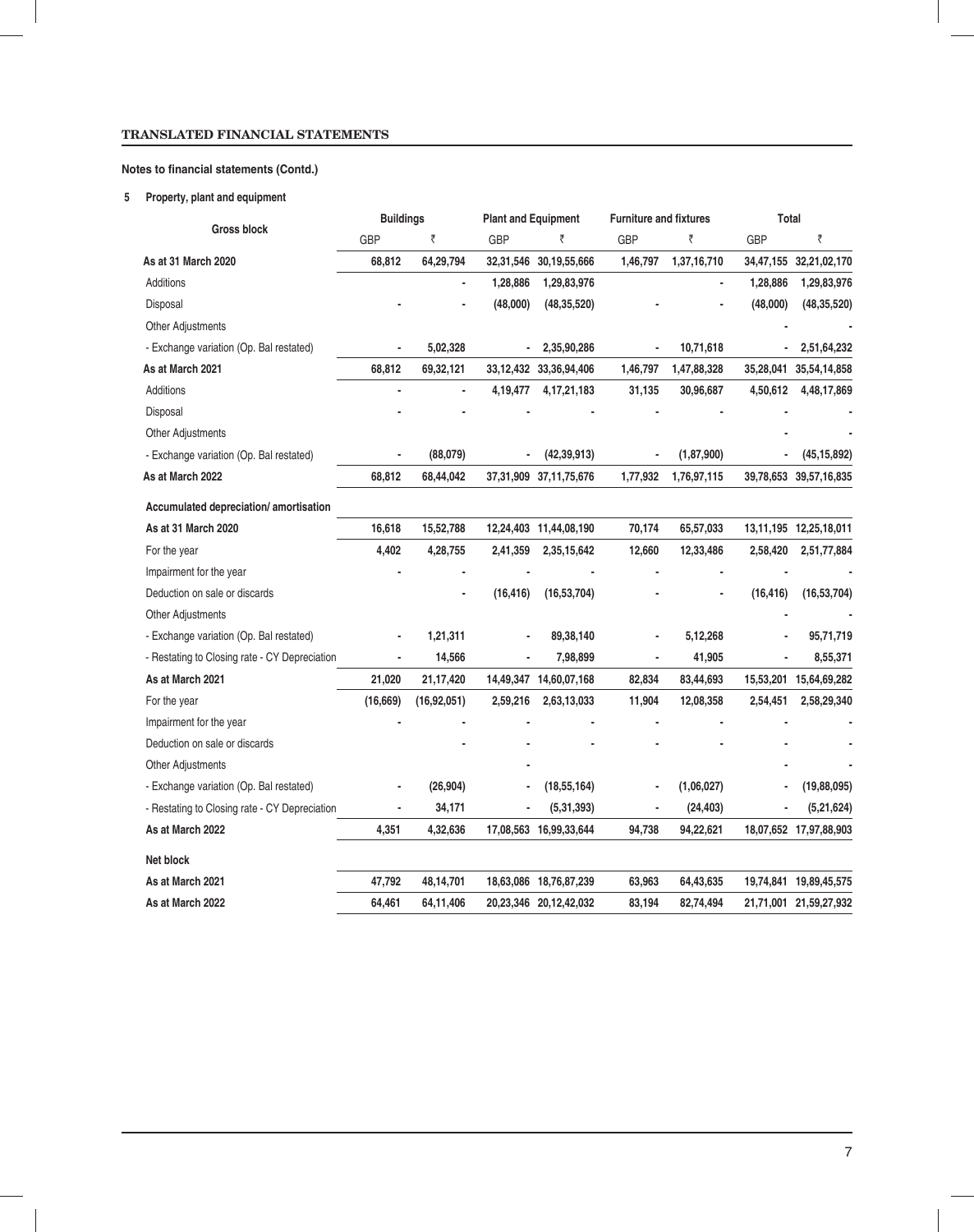**TRANSLATED FINANCIAL STATEMENTS**

**Notes to financial statements (Contd.)**

**5 Property, plant and equipment**

| Gross block | Buildings | | Plant and Equipment | | Furniture and fixtures | | Total | |
|---|---|---|---|---|---|---|---|---|
| | GBP | ₹ | GBP | ₹ | GBP | ₹ | GBP | ₹ |
| **As at 31 March 2020** | 68,812 | 64,29,794 | 32,31,546 | 30,19,55,666 | 1,46,797 | 1,37,16,710 | 34,47,155 | 32,21,02,170 |
| Additions | | - | 1,28,886 | 1,29,83,976 | | - | 1,28,886 | 1,29,83,976 |
| Disposal | - | - | (48,000) | (48,35,520) | - | - | (48,000) | (48,35,520) |
| Other Adjustments | | | | | | | - | - |
| - Exchange variation (Op. Bal restated) | - | 5,02,328 | - | 2,35,90,286 | - | 10,71,618 | - | 2,51,64,232 |
| **As at March 2021** | 68,812 | 69,32,121 | 33,12,432 | 33,36,94,406 | 1,46,797 | 1,47,88,328 | 35,28,041 | 35,54,14,858 |
| Additions | - | - | 4,19,477 | 4,17,21,183 | 31,135 | 30,96,687 | 4,50,612 | 4,48,17,869 |
| Disposal | - | - | - | - | - | - | - | - |
| Other Adjustments | | | | | | | - | - |
| - Exchange variation (Op. Bal restated) | - | (88,079) | - | (42,39,913) | - | (1,87,900) | - | (45,15,892) |
| **As at March 2022** | 68,812 | 68,44,042 | 37,31,909 | 37,11,75,676 | 1,77,932 | 1,76,97,115 | 39,78,653 | 39,57,16,835 |
| **Accumulated depreciation/ amortisation** | | | | | | | | |
| **As at 31 March 2020** | 16,618 | 15,52,788 | 12,24,403 | 11,44,08,190 | 70,174 | 65,57,033 | 13,11,195 | 12,25,18,011 |
| For the year | 4,402 | 4,28,755 | 2,41,359 | 2,35,15,642 | 12,660 | 12,33,486 | 2,58,420 | 2,51,77,884 |
| Impairment for the year | - | - | - | - | - | - | - | - |
| Deduction on sale or discards | | - | (16,416) | (16,53,704) | - | - | (16,416) | (16,53,704) |
| Other Adjustments | | | | | | | - | - |
| - Exchange variation (Op. Bal restated) | - | 1,21,311 | - | 89,38,140 | - | 5,12,268 | - | 95,71,719 |
| - Restating to Closing rate - CY Depreciation | - | 14,566 | - | 7,98,899 | - | 41,905 | - | 8,55,371 |
| **As at March 2021** | 21,020 | 21,17,420 | 14,49,347 | 14,60,07,168 | 82,834 | 83,44,693 | 15,53,201 | 15,64,69,282 |
| For the year | (16,669) | (16,92,051) | 2,59,216 | 2,63,13,033 | 11,904 | 12,08,358 | 2,54,451 | 2,58,29,340 |
| Impairment for the year | - | - | - | - | - | - | - | - |
| Deduction on sale or discards | - | - | - | - | - | - | - | - |
| Other Adjustments | | | - | | | | - | - |
| - Exchange variation (Op. Bal restated) | - | (26,904) | - | (18,55,164) | - | (1,06,027) | - | (19,88,095) |
| - Restating to Closing rate - CY Depreciation | - | 34,171 | - | (5,31,393) | - | (24,403) | - | (5,21,624) |
| **As at March 2022** | 4,351 | 4,32,636 | 17,08,563 | 16,99,33,644 | 94,738 | 94,22,621 | 18,07,652 | 17,97,88,903 |
| **Net block** | | | | | | | | |
| **As at March 2021** | 47,792 | 48,14,701 | 18,63,086 | 18,76,87,239 | 63,963 | 64,43,635 | 19,74,841 | 19,89,45,575 |
| **As at March 2022** | 64,461 | 64,11,406 | 20,23,346 | 20,12,42,032 | 83,194 | 82,74,494 | 21,71,001 | 21,59,27,932 |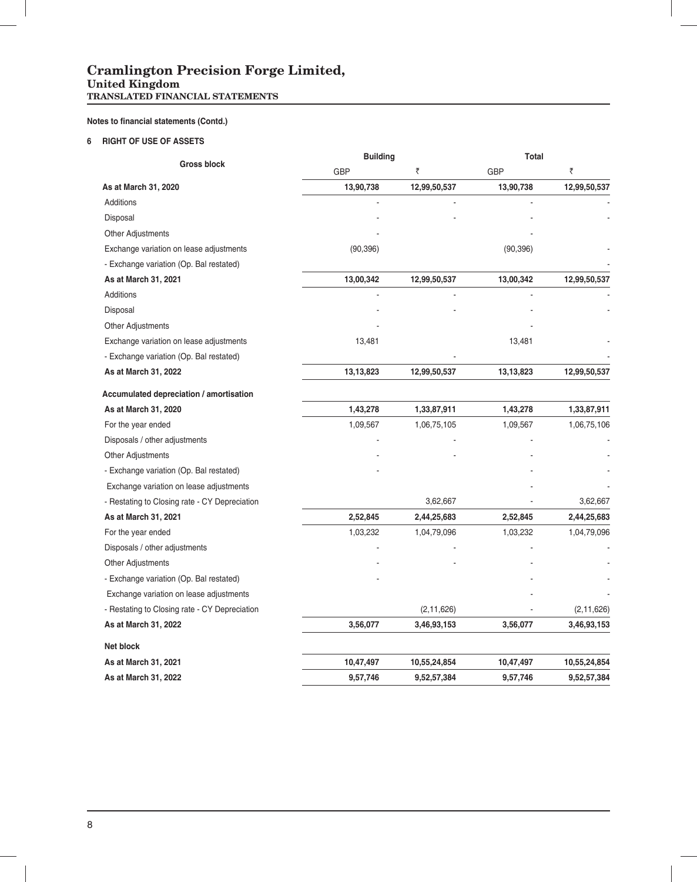# Cramlington Precision Forge Limited,

## United Kingdom

### TRANSLATED FINANCIAL STATEMENTS

**Notes to financial statements (Contd.)**

**6 RIGHT OF USE OF ASSETS**

| Gross block | Building | | Total | |
|---|---|---|---|---|
| | GBP | ₹ | GBP | ₹ |
| **As at March 31, 2020** | **13,90,738** | **12,99,50,537** | **13,90,738** | **12,99,50,537** |
| Additions | - | - | - | - |
| Disposal | - | - | - | - |
| Other Adjustments | - | | - | |
| Exchange variation on lease adjustments | (90,396) | | (90,396) | - |
| - Exchange variation (Op. Bal restated) | | | | - |
| **As at March 31, 2021** | **13,00,342** | **12,99,50,537** | **13,00,342** | **12,99,50,537** |
| Additions | - | - | - | - |
| Disposal | - | - | - | - |
| Other Adjustments | - | | - | |
| Exchange variation on lease adjustments | 13,481 | | 13,481 | - |
| - Exchange variation (Op. Bal restated) | | - | | - |
| **As at March 31, 2022** | **13,13,823** | **12,99,50,537** | **13,13,823** | **12,99,50,537** |
| **Accumulated depreciation / amortisation** | | | | |
| **As at March 31, 2020** | **1,43,278** | **1,33,87,911** | **1,43,278** | **1,33,87,911** |
| For the year ended | 1,09,567 | 1,06,75,105 | 1,09,567 | 1,06,75,106 |
| Disposals / other adjustments | - | - | - | - |
| Other Adjustments | - | - | - | - |
| - Exchange variation (Op. Bal restated) | - | | - | - |
| Exchange variation on lease adjustments | | | - | - |
| - Restating to Closing rate - CY Depreciation | | 3,62,667 | - | 3,62,667 |
| **As at March 31, 2021** | **2,52,845** | **2,44,25,683** | **2,52,845** | **2,44,25,683** |
| For the year ended | 1,03,232 | 1,04,79,096 | 1,03,232 | 1,04,79,096 |
| Disposals / other adjustments | - | - | - | - |
| Other Adjustments | - | - | - | - |
| - Exchange variation (Op. Bal restated) | - | | - | - |
| Exchange variation on lease adjustments | | | - | - |
| - Restating to Closing rate - CY Depreciation | | (2,11,626) | - | (2,11,626) |
| **As at March 31, 2022** | **3,56,077** | **3,46,93,153** | **3,56,077** | **3,46,93,153** |
| **Net block** | | | | |
| **As at March 31, 2021** | **10,47,497** | **10,55,24,854** | **10,47,497** | **10,55,24,854** |
| **As at March 31, 2022** | **9,57,746** | **9,52,57,384** | **9,57,746** | **9,52,57,384** |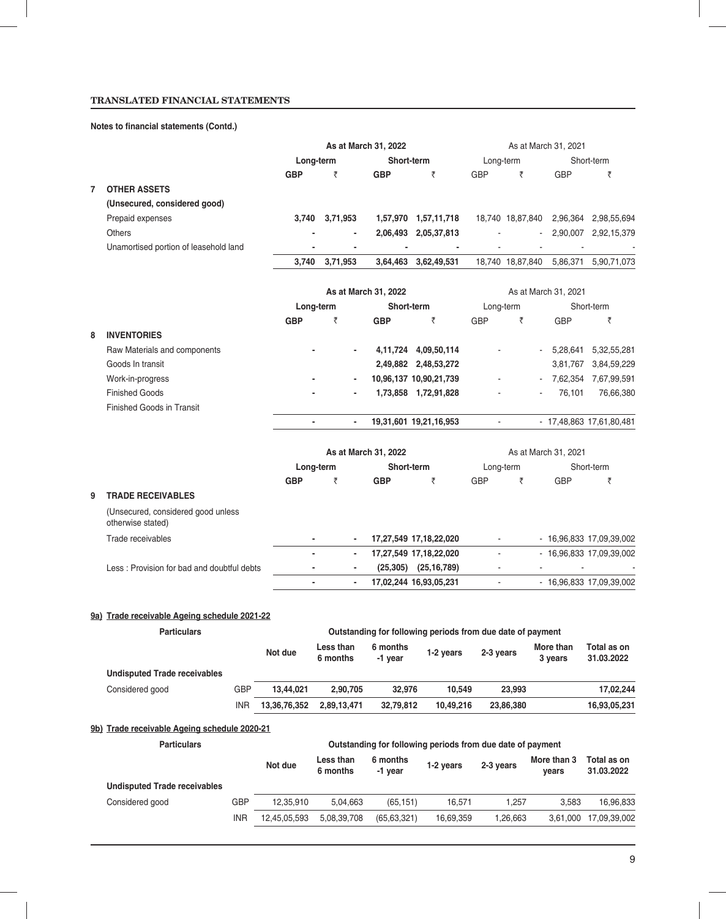## TRANSLATED FINANCIAL STATEMENTS

**Notes to financial statements (Contd.)**

| | | As at March 31, 2022 | | | | As at March 31, 2021 | | | |
|---|---|---|---|---|---|---|---|---|---|
| | | Long-term | | Short-term | | Long-term | | Short-term | |
| | | GBP | ₹ | GBP | ₹ | GBP | ₹ | GBP | ₹ |
| **7** | **OTHER ASSETS** | | | | | | | | |
| | **(Unsecured, considered good)** | | | | | | | | |
| | Prepaid expenses | **3,740** | **3,71,953** | **1,57,970** | **1,57,11,718** | 18,740 | 18,87,840 | 2,96,364 | 2,98,55,694 |
| | Others | **-** | **-** | **2,06,493** | **2,05,37,813** | - | - | 2,90,007 | 2,92,15,379 |
| | Unamortised portion of leasehold land | **-** | **-** | **-** | **-** | - | - | - | - |
| | | **3,740** | **3,71,953** | **3,64,463** | **3,62,49,531** | 18,740 | 18,87,840 | 5,86,371 | 5,90,71,073 |

| | | As at March 31, 2022 | | | | As at March 31, 2021 | | | |
|---|---|---|---|---|---|---|---|---|---|
| | | Long-term | | Short-term | | Long-term | | Short-term | |
| | | GBP | ₹ | GBP | ₹ | GBP | ₹ | GBP | ₹ |
| **8** | **INVENTORIES** | | | | | | | | |
| | Raw Materials and components | **-** | **-** | **4,11,724** | **4,09,50,114** | - | - | 5,28,641 | 5,32,55,281 |
| | Goods In transit | | | **2,49,882** | **2,48,53,272** | | | 3,81,767 | 3,84,59,229 |
| | Work-in-progress | **-** | **-** | **10,96,137** | **10,90,21,739** | - | - | 7,62,354 | 7,67,99,591 |
| | Finished Goods | **-** | **-** | **1,73,858** | **1,72,91,828** | - | - | 76,101 | 76,66,380 |
| | Finished Goods in Transit | | | | | | | | |
| | | **-** | **-** | **19,31,601** | **19,21,16,953** | - | - | 17,48,863 | 17,61,80,481 |

| | | As at March 31, 2022 | | | | As at March 31, 2021 | | | |
|---|---|---|---|---|---|---|---|---|---|
| | | Long-term | | Short-term | | Long-term | | Short-term | |
| | | GBP | ₹ | GBP | ₹ | GBP | ₹ | GBP | ₹ |
| **9** | **TRADE RECEIVABLES** | | | | | | | | |
| | (Unsecured, considered good unless otherwise stated) | | | | | | | | |
| | Trade receivables | **-** | **-** | **17,27,549** | **17,18,22,020** | - | - | 16,96,833 | 17,09,39,002 |
| | | **-** | **-** | **17,27,549** | **17,18,22,020** | - | - | 16,96,833 | 17,09,39,002 |
| | Less : Provision for bad and doubtful debts | **-** | **-** | **(25,305)** | **(25,16,789)** | - | - | - | - |
| | | **-** | **-** | **17,02,244** | **16,93,05,231** | - | - | 16,96,833 | 17,09,39,002 |

**9a) Trade receivable Ageing schedule 2021-22**

| Particulars | | Outstanding for following periods from due date of payment | | | | | | |
|---|---|---|---|---|---|---|---|---|
| | | Not due | Less than 6 months | 6 months -1 year | 1-2 years | 2-3 years | More than 3 years | Total as on 31.03.2022 |
| **Undisputed Trade receivables** | | | | | | | | |
| Considered good | GBP | **13,44,021** | **2,90,705** | **32,976** | **10,549** | **23,993** | | **17,02,244** |
| | INR | **13,36,76,352** | **2,89,13,471** | **32,79,812** | **10,49,216** | **23,86,380** | | **16,93,05,231** |

**9b) Trade receivable Ageing schedule 2020-21**

| Particulars | | Outstanding for following periods from due date of payment | | | | | | |
|---|---|---|---|---|---|---|---|---|
| | | Not due | Less than 6 months | 6 months -1 year | 1-2 years | 2-3 years | More than 3 years | Total as on 31.03.2022 |
| **Undisputed Trade receivables** | | | | | | | | |
| Considered good | GBP | 12,35,910 | 5,04,663 | (65,151) | 16,571 | 1,257 | 3,583 | 16,96,833 |
| | INR | 12,45,05,593 | 5,08,39,708 | (65,63,321) | 16,69,359 | 1,26,663 | 3,61,000 | 17,09,39,002 |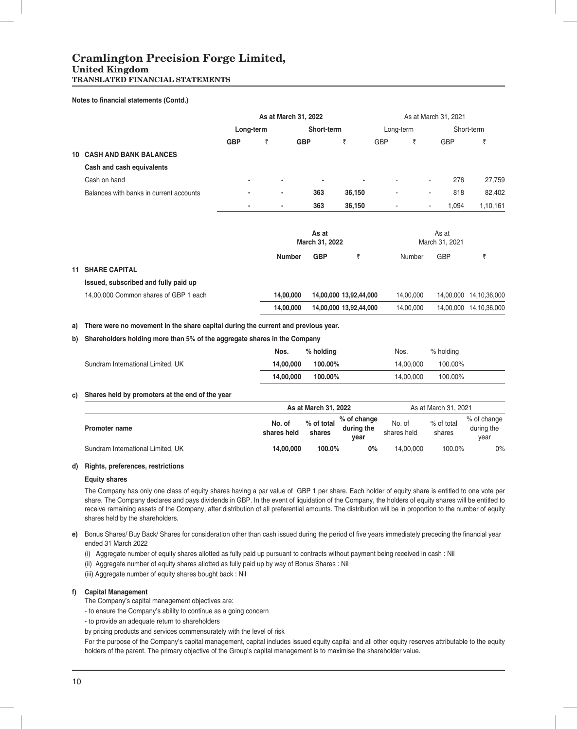# Cramlington Precision Forge Limited,
## United Kingdom
### TRANSLATED FINANCIAL STATEMENTS

**Notes to financial statements (Contd.)**

| | As at March 31, 2022 | | | | As at March 31, 2021 | | | |
|---|---|---|---|---|---|---|---|---|
| | Long-term | | Short-term | | Long-term | | Short-term | |
| | GBP | ₹ | GBP | ₹ | GBP | ₹ | GBP | ₹ |
| **10 CASH AND BANK BALANCES** | | | | | | | | |
| **Cash and cash equivalents** | | | | | | | | |
| Cash on hand | - | - | - | - | - | - | 276 | 27,759 |
| Balances with banks in current accounts | - | - | 363 | 36,150 | - | - | 818 | 82,402 |
| | - | - | 363 | 36,150 | - | - | 1,094 | 1,10,161 |

| | As at March 31, 2022 | | | As at March 31, 2021 | | |
|---|---|---|---|---|---|---|
| | Number | GBP | ₹ | Number | GBP | ₹ |
| **11 SHARE CAPITAL** | | | | | | |
| **Issued, subscribed and fully paid up** | | | | | | |
| 14,00,000 Common shares of GBP 1 each | 14,00,000 | 14,00,000 | 13,92,44,000 | 14,00,000 | 14,00,000 | 14,10,36,000 |
| | 14,00,000 | 14,00,000 | 13,92,44,000 | 14,00,000 | 14,00,000 | 14,10,36,000 |

**a) There were no movement in the share capital during the current and previous year.**

**b) Shareholders holding more than 5% of the aggregate shares in the Company**

| | Nos. | % holding | Nos. | % holding |
|---|---|---|---|---|
| Sundram International Limited, UK | 14,00,000 | 100.00% | 14,00,000 | 100.00% |
| | 14,00,000 | 100.00% | 14,00,000 | 100.00% |

**c) Shares held by promoters at the end of the year**

| | As at March 31, 2022 | | | As at March 31, 2021 | | |
|---|---|---|---|---|---|---|
| **Promoter name** | No. of shares held | % of total shares | % of change during the year | No. of shares held | % of total shares | % of change during the year |
| Sundram International Limited, UK | 14,00,000 | 100.0% | 0% | 14,00,000 | 100.0% | 0% |

**d) Rights, preferences, restrictions**

**Equity shares**

The Company has only one class of equity shares having a par value of GBP 1 per share. Each holder of equity share is entitled to one vote per share. The Company declares and pays dividends in GBP. In the event of liquidation of the Company, the holders of equity shares will be entitled to receive remaining assets of the Company, after distribution of all preferential amounts. The distribution will be in proportion to the number of equity shares held by the shareholders.

**e)** Bonus Shares/ Buy Back/ Shares for consideration other than cash issued during the period of five years immediately preceding the financial year ended 31 March 2022

(i) Aggregate number of equity shares allotted as fully paid up pursuant to contracts without payment being received in cash : Nil

(ii) Aggregate number of equity shares allotted as fully paid up by way of Bonus Shares : Nil

(iii) Aggregate number of equity shares bought back : Nil

**f) Capital Management**

The Company's capital management objectives are:

- to ensure the Company's ability to continue as a going concern
- to provide an adequate return to shareholders

by pricing products and services commensurately with the level of risk

For the purpose of the Company's capital management, capital includes issued equity capital and all other equity reserves attributable to the equity holders of the parent. The primary objective of the Group's capital management is to maximise the shareholder value.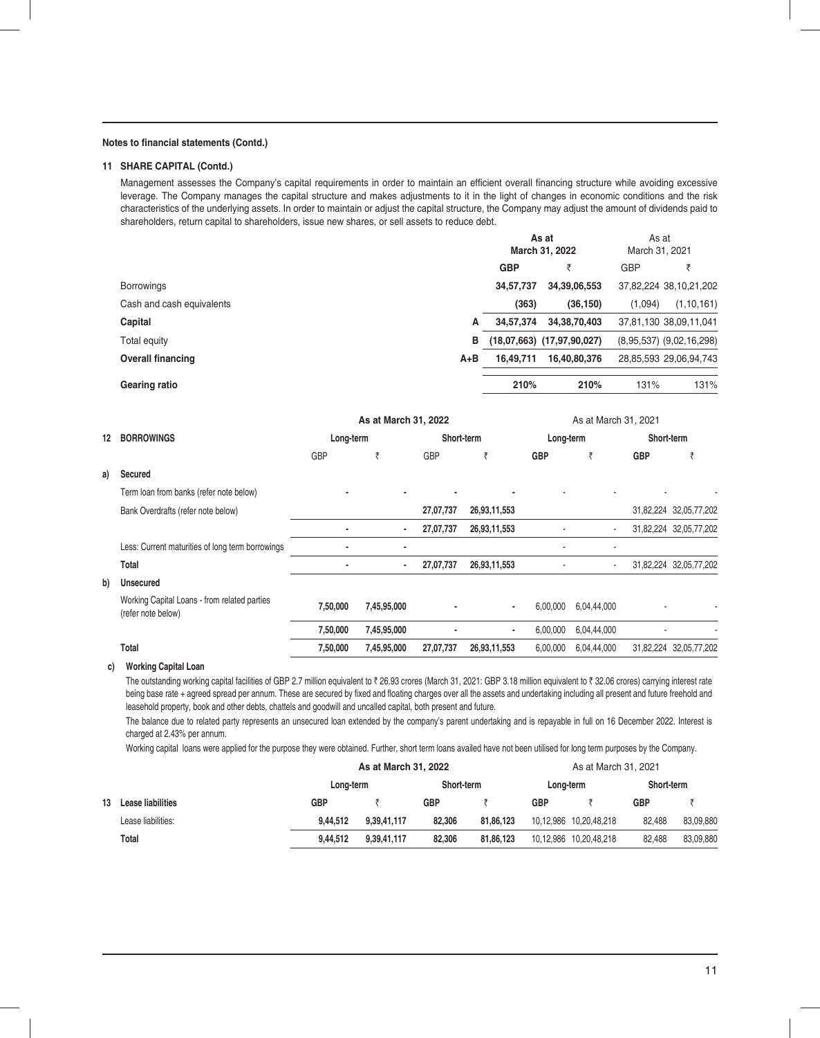**Notes to financial statements (Contd.)**

**11 SHARE CAPITAL (Contd.)**

Management assesses the Company's capital requirements in order to maintain an efficient overall financing structure while avoiding excessive leverage. The Company manages the capital structure and makes adjustments to it in the light of changes in economic conditions and the risk characteristics of the underlying assets. In order to maintain or adjust the capital structure, the Company may adjust the amount of dividends paid to shareholders, return capital to shareholders, issue new shares, or sell assets to reduce debt.

| | | As at March 31, 2022 | | As at March 31, 2021 | |
|---|---|---|---|---|---|
| | | **GBP** | ₹ | GBP | ₹ |
| Borrowings | | 34,57,737 | 34,39,06,553 | 37,82,224 | 38,10,21,202 |
| Cash and cash equivalents | | (363) | (36,150) | (1,094) | (1,10,161) |
| **Capital** | A | 34,57,374 | 34,38,70,403 | 37,81,130 | 38,09,11,041 |
| Total equity | B | (18,07,663) | (17,97,90,027) | (8,95,537) | (9,02,16,298) |
| **Overall financing** | A+B | 16,49,711 | 16,40,80,376 | 28,85,593 | 29,06,94,743 |
| **Gearing ratio** | | 210% | 210% | 131% | 131% |

| **12 BORROWINGS** | As at March 31, 2022 | | | | As at March 31, 2021 | | | |
|---|---|---|---|---|---|---|---|---|
| | Long-term | | Short-term | | Long-term | | Short-term | |
| | GBP | ₹ | GBP | ₹ | GBP | ₹ | GBP | ₹ |
| **a) Secured** | | | | | | | | |
| Term loan from banks (refer note below) | - | - | - | - | - | - | - | - |
| Bank Overdrafts (refer note below) | | | 27,07,737 | 26,93,11,553 | | | 31,82,224 | 32,05,77,202 |
| | - | - | 27,07,737 | 26,93,11,553 | - | - | 31,82,224 | 32,05,77,202 |
| Less: Current maturities of long term borrowings | - | - | | | - | - | | |
| **Total** | - | - | 27,07,737 | 26,93,11,553 | - | - | 31,82,224 | 32,05,77,202 |
| **b) Unsecured** | | | | | | | | |
| Working Capital Loans - from related parties (refer note below) | 7,50,000 | 7,45,95,000 | - | - | 6,00,000 | 6,04,44,000 | - | - |
| | 7,50,000 | 7,45,95,000 | - | - | 6,00,000 | 6,04,44,000 | - | - |
| **Total** | 7,50,000 | 7,45,95,000 | 27,07,737 | 26,93,11,553 | 6,00,000 | 6,04,44,000 | 31,82,224 | 32,05,77,202 |

**c) Working Capital Loan**

The outstanding working capital facilities of GBP 2.7 million equivalent to ₹ 26.93 crores (March 31, 2021: GBP 3.18 million equivalent to ₹ 32.06 crores) carrying interest rate being base rate + agreed spread per annum. These are secured by fixed and floating charges over all the assets and undertaking including all present and future freehold and leasehold property, book and other debts, chattels and goodwill and uncalled capital, both present and future.

The balance due to related party represents an unsecured loan extended by the company's parent undertaking and is repayable in full on 16 December 2022. Interest is charged at 2.43% per annum.

Working capital loans were applied for the purpose they were obtained. Further, short term loans availed have not been utilised for long term purposes by the Company.

| | As at March 31, 2022 | | | | As at March 31, 2021 | | | |
|---|---|---|---|---|---|---|---|---|
| | Long-term | | Short-term | | Long-term | | Short-term | |
| **13 Lease liabilities** | GBP | ₹ | GBP | ₹ | GBP | ₹ | GBP | ₹ |
| Lease liabilities: | 9,44,512 | 9,39,41,117 | 82,306 | 81,86,123 | 10,12,986 | 10,20,48,218 | 82,488 | 83,09,880 |
| **Total** | 9,44,512 | 9,39,41,117 | 82,306 | 81,86,123 | 10,12,986 | 10,20,48,218 | 82,488 | 83,09,880 |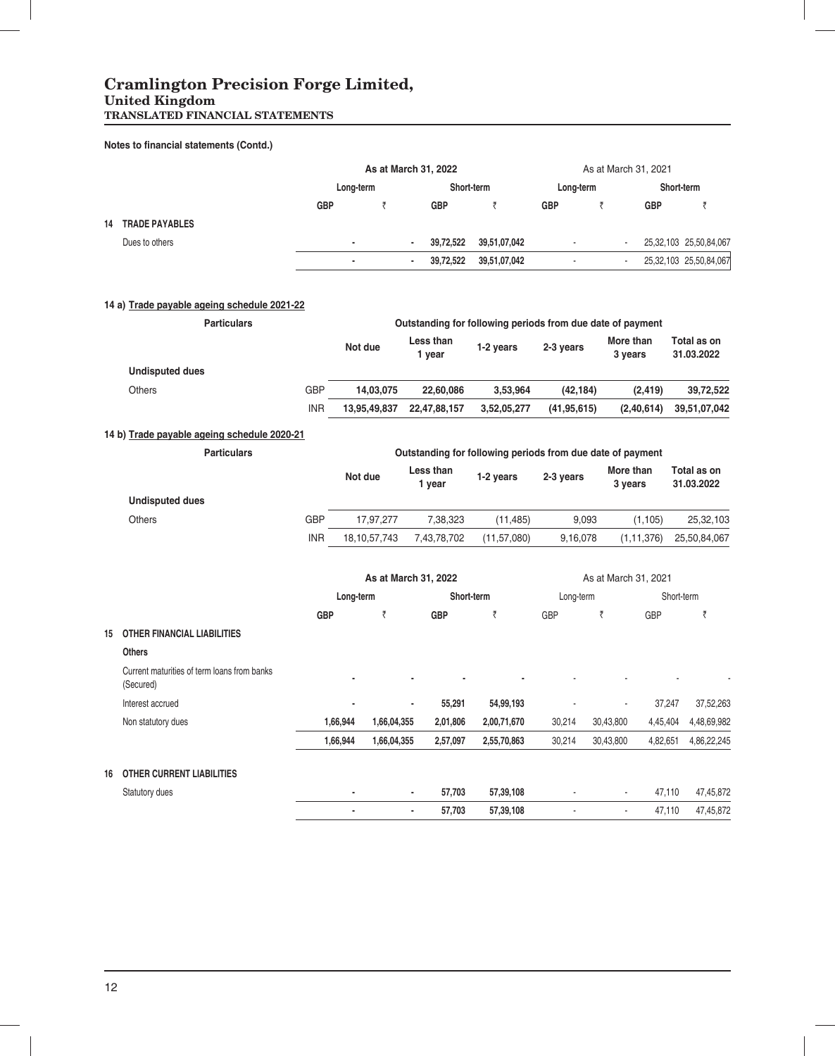# Cramlington Precision Forge Limited,
## United Kingdom
### TRANSLATED FINANCIAL STATEMENTS

**Notes to financial statements (Contd.)**

| | | As at March 31, 2022 | | | | As at March 31, 2021 | | | |
|---|---|---|---|---|---|---|---|---|---|
| | | Long-term | | Short-term | | Long-term | | Short-term | |
| | | GBP | ₹ | GBP | ₹ | GBP | ₹ | GBP | ₹ |
| **14** | **TRADE PAYABLES** | | | | | | | | |
| | Dues to others | - | - | 39,72,522 | 39,51,07,042 | - | - | 25,32,103 | 25,50,84,067 |
| | | - | - | 39,72,522 | 39,51,07,042 | - | - | 25,32,103 | 25,50,84,067 |

**14 a) Trade payable ageing schedule 2021-22**

| Particulars | | Outstanding for following periods from due date of payment | | | | | |
|---|---|---|---|---|---|---|---|
| | | Not due | Less than 1 year | 1-2 years | 2-3 years | More than 3 years | Total as on 31.03.2022 |
| **Undisputed dues** | | | | | | | |
| Others | GBP | 14,03,075 | 22,60,086 | 3,53,964 | (42,184) | (2,419) | 39,72,522 |
| | INR | 13,95,49,837 | 22,47,88,157 | 3,52,05,277 | (41,95,615) | (2,40,614) | 39,51,07,042 |

**14 b) Trade payable ageing schedule 2020-21**

| Particulars | | Outstanding for following periods from due date of payment | | | | | |
|---|---|---|---|---|---|---|---|
| | | Not due | Less than 1 year | 1-2 years | 2-3 years | More than 3 years | Total as on 31.03.2022 |
| **Undisputed dues** | | | | | | | |
| Others | GBP | 17,97,277 | 7,38,323 | (11,485) | 9,093 | (1,105) | 25,32,103 |
| | INR | 18,10,57,743 | 7,43,78,702 | (11,57,080) | 9,16,078 | (1,11,376) | 25,50,84,067 |

| | | As at March 31, 2022 | | | | As at March 31, 2021 | | | |
|---|---|---|---|---|---|---|---|---|---|
| | | Long-term | | Short-term | | Long-term | | Short-term | |
| | | GBP | ₹ | GBP | ₹ | GBP | ₹ | GBP | ₹ |
| **15** | **OTHER FINANCIAL LIABILITIES** | | | | | | | | |
| | **Others** | | | | | | | | |
| | Current maturities of term loans from banks (Secured) | - | - | - | - | - | - | - | - |
| | Interest accrued | - | - | 55,291 | 54,99,193 | - | - | 37,247 | 37,52,263 |
| | Non statutory dues | 1,66,944 | 1,66,04,355 | 2,01,806 | 2,00,71,670 | 30,214 | 30,43,800 | 4,45,404 | 4,48,69,982 |
| | | 1,66,944 | 1,66,04,355 | 2,57,097 | 2,55,70,863 | 30,214 | 30,43,800 | 4,82,651 | 4,86,22,245 |
| **16** | **OTHER CURRENT LIABILITIES** | | | | | | | | |
| | Statutory dues | - | - | 57,703 | 57,39,108 | - | - | 47,110 | 47,45,872 |
| | | - | - | 57,703 | 57,39,108 | - | - | 47,110 | 47,45,872 |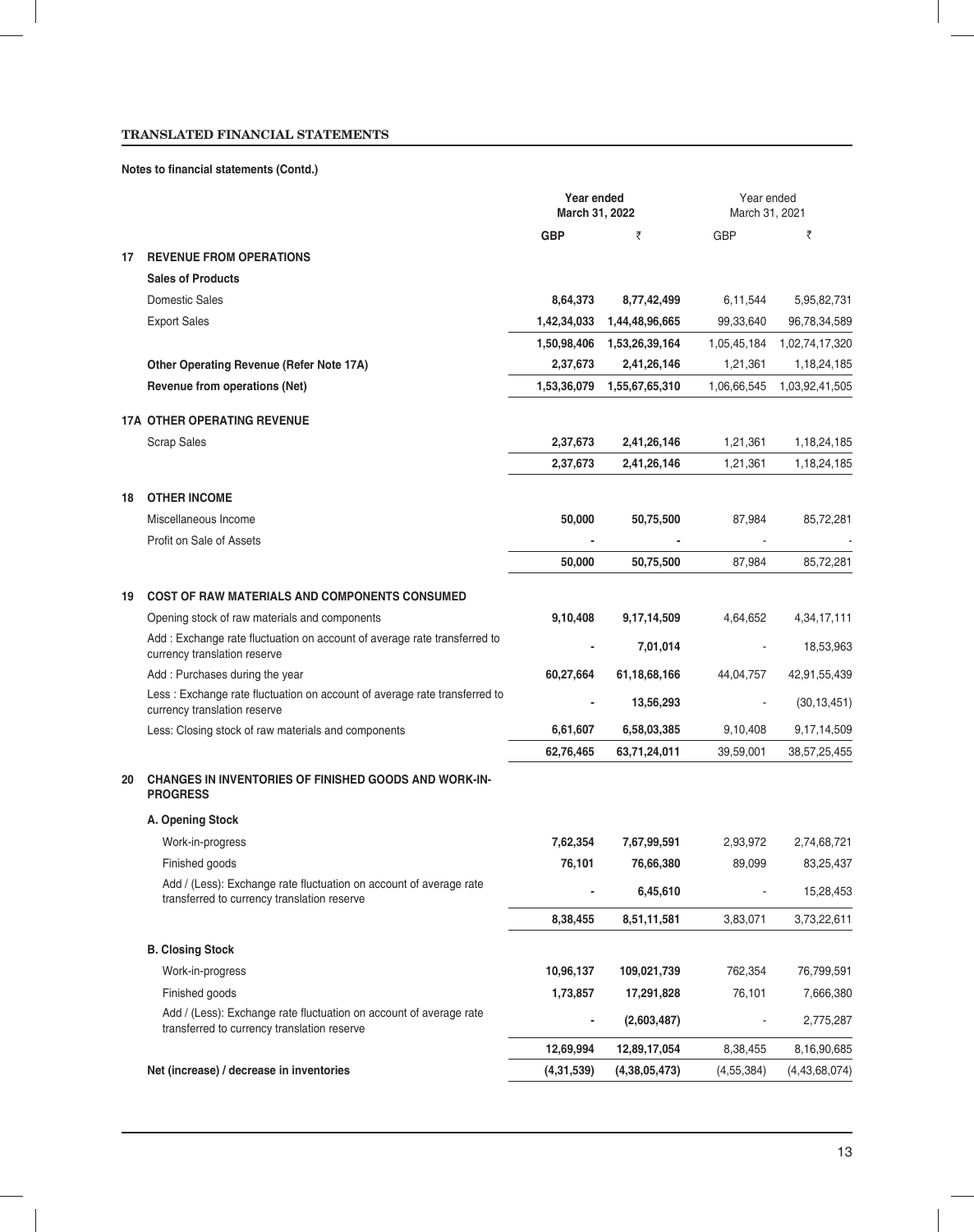**TRANSLATED FINANCIAL STATEMENTS**

**Notes to financial statements (Contd.)**

| | | Year ended March 31, 2022 | | Year ended March 31, 2021 | |
|---|---|---|---|---|---|
| | | GBP | ₹ | GBP | ₹ |
| **17** | **REVENUE FROM OPERATIONS** | | | | |
| | **Sales of Products** | | | | |
| | Domestic Sales | 8,64,373 | 8,77,42,499 | 6,11,544 | 5,95,82,731 |
| | Export Sales | 1,42,34,033 | 1,44,48,96,665 | 99,33,640 | 96,78,34,589 |
| | | 1,50,98,406 | 1,53,26,39,164 | 1,05,45,184 | 1,02,74,17,320 |
| | **Other Operating Revenue (Refer Note 17A)** | 2,37,673 | 2,41,26,146 | 1,21,361 | 1,18,24,185 |
| | **Revenue from operations (Net)** | 1,53,36,079 | 1,55,67,65,310 | 1,06,66,545 | 1,03,92,41,505 |
| **17A** | **OTHER OPERATING REVENUE** | | | | |
| | Scrap Sales | 2,37,673 | 2,41,26,146 | 1,21,361 | 1,18,24,185 |
| | | 2,37,673 | 2,41,26,146 | 1,21,361 | 1,18,24,185 |
| **18** | **OTHER INCOME** | | | | |
| | Miscellaneous Income | 50,000 | 50,75,500 | 87,984 | 85,72,281 |
| | Profit on Sale of Assets | - | - | - | - |
| | | 50,000 | 50,75,500 | 87,984 | 85,72,281 |
| **19** | **COST OF RAW MATERIALS AND COMPONENTS CONSUMED** | | | | |
| | Opening stock of raw materials and components | 9,10,408 | 9,17,14,509 | 4,64,652 | 4,34,17,111 |
| | Add : Exchange rate fluctuation on account of average rate transferred to currency translation reserve | - | 7,01,014 | - | 18,53,963 |
| | Add : Purchases during the year | 60,27,664 | 61,18,68,166 | 44,04,757 | 42,91,55,439 |
| | Less : Exchange rate fluctuation on account of average rate transferred to currency translation reserve | - | 13,56,293 | - | (30,13,451) |
| | Less: Closing stock of raw materials and components | 6,61,607 | 6,58,03,385 | 9,10,408 | 9,17,14,509 |
| | | 62,76,465 | 63,71,24,011 | 39,59,001 | 38,57,25,455 |
| **20** | **CHANGES IN INVENTORIES OF FINISHED GOODS AND WORK-IN-PROGRESS** | | | | |
| | **A. Opening Stock** | | | | |
| | Work-in-progress | 7,62,354 | 7,67,99,591 | 2,93,972 | 2,74,68,721 |
| | Finished goods | 76,101 | 76,66,380 | 89,099 | 83,25,437 |
| | Add / (Less): Exchange rate fluctuation on account of average rate transferred to currency translation reserve | - | 6,45,610 | - | 15,28,453 |
| | | 8,38,455 | 8,51,11,581 | 3,83,071 | 3,73,22,611 |
| | **B. Closing Stock** | | | | |
| | Work-in-progress | 10,96,137 | 109,021,739 | 762,354 | 76,799,591 |
| | Finished goods | 1,73,857 | 17,291,828 | 76,101 | 7,666,380 |
| | Add / (Less): Exchange rate fluctuation on account of average rate transferred to currency translation reserve | - | (2,603,487) | - | 2,775,287 |
| | | 12,69,994 | 12,89,17,054 | 8,38,455 | 8,16,90,685 |
| | **Net (increase) / decrease in inventories** | (4,31,539) | (4,38,05,473) | (4,55,384) | (4,43,68,074) |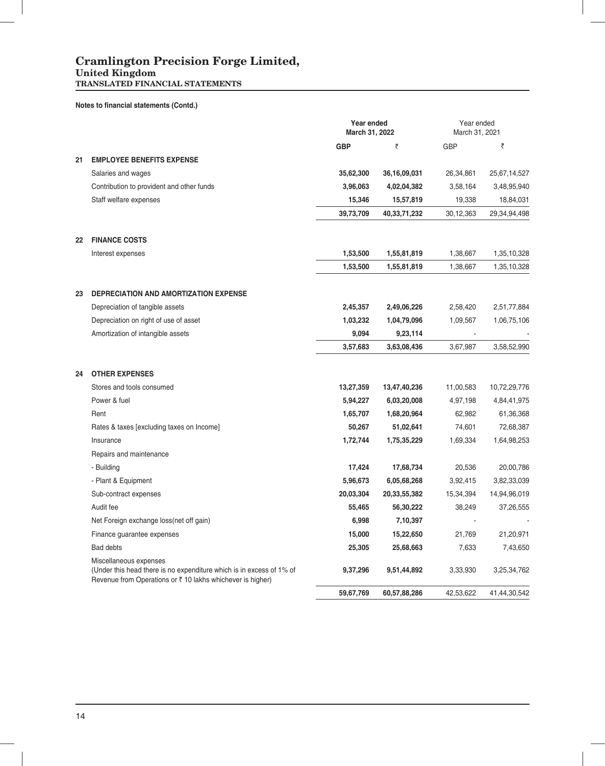# Cramlington Precision Forge Limited,
## United Kingdom
### TRANSLATED FINANCIAL STATEMENTS

**Notes to financial statements (Contd.)**

| | | **Year ended March 31, 2022** | | Year ended March 31, 2021 | |
|---|---|---|---|---|---|
| | | **GBP** | **₹** | GBP | ₹ |
| **21** | **EMPLOYEE BENEFITS EXPENSE** | | | | |
| | Salaries and wages | **35,62,300** | **36,16,09,031** | 26,34,861 | 25,67,14,527 |
| | Contribution to provident and other funds | **3,96,063** | **4,02,04,382** | 3,58,164 | 3,48,95,940 |
| | Staff welfare expenses | **15,346** | **15,57,819** | 19,338 | 18,84,031 |
| | | **39,73,709** | **40,33,71,232** | 30,12,363 | 29,34,94,498 |
| **22** | **FINANCE COSTS** | | | | |
| | Interest expenses | **1,53,500** | **1,55,81,819** | 1,38,667 | 1,35,10,328 |
| | | **1,53,500** | **1,55,81,819** | 1,38,667 | 1,35,10,328 |
| **23** | **DEPRECIATION AND AMORTIZATION EXPENSE** | | | | |
| | Depreciation of tangible assets | **2,45,357** | **2,49,06,226** | 2,58,420 | 2,51,77,884 |
| | Depreciation on right of use of asset | **1,03,232** | **1,04,79,096** | 1,09,567 | 1,06,75,106 |
| | Amortization of intangible assets | **9,094** | **9,23,114** | - | - |
| | | **3,57,683** | **3,63,08,436** | 3,67,987 | 3,58,52,990 |
| **24** | **OTHER EXPENSES** | | | | |
| | Stores and tools consumed | **13,27,359** | **13,47,40,236** | 11,00,583 | 10,72,29,776 |
| | Power & fuel | **5,94,227** | **6,03,20,008** | 4,97,198 | 4,84,41,975 |
| | Rent | **1,65,707** | **1,68,20,964** | 62,982 | 61,36,368 |
| | Rates & taxes [excluding taxes on Income] | **50,267** | **51,02,641** | 74,601 | 72,68,387 |
| | Insurance | **1,72,744** | **1,75,35,229** | 1,69,334 | 1,64,98,253 |
| | Repairs and maintenance | | | | |
| | - Building | **17,424** | **17,68,734** | 20,536 | 20,00,786 |
| | - Plant & Equipment | **5,96,673** | **6,05,68,268** | 3,92,415 | 3,82,33,039 |
| | Sub-contract expenses | **20,03,304** | **20,33,55,382** | 15,34,394 | 14,94,96,019 |
| | Audit fee | **55,465** | **56,30,222** | 38,249 | 37,26,555 |
| | Net Foreign exchange loss(net off gain) | **6,998** | **7,10,397** | - | - |
| | Finance guarantee expenses | **15,000** | **15,22,650** | 21,769 | 21,20,971 |
| | Bad debts | **25,305** | **25,68,663** | 7,633 | 7,43,650 |
| | Miscellaneous expenses (Under this head there is no expenditure which is in excess of 1% of Revenue from Operations or ₹ 10 lakhs whichever is higher) | **9,37,296** | **9,51,44,892** | 3,33,930 | 3,25,34,762 |
| | | **59,67,769** | **60,57,88,286** | 42,53,622 | 41,44,30,542 |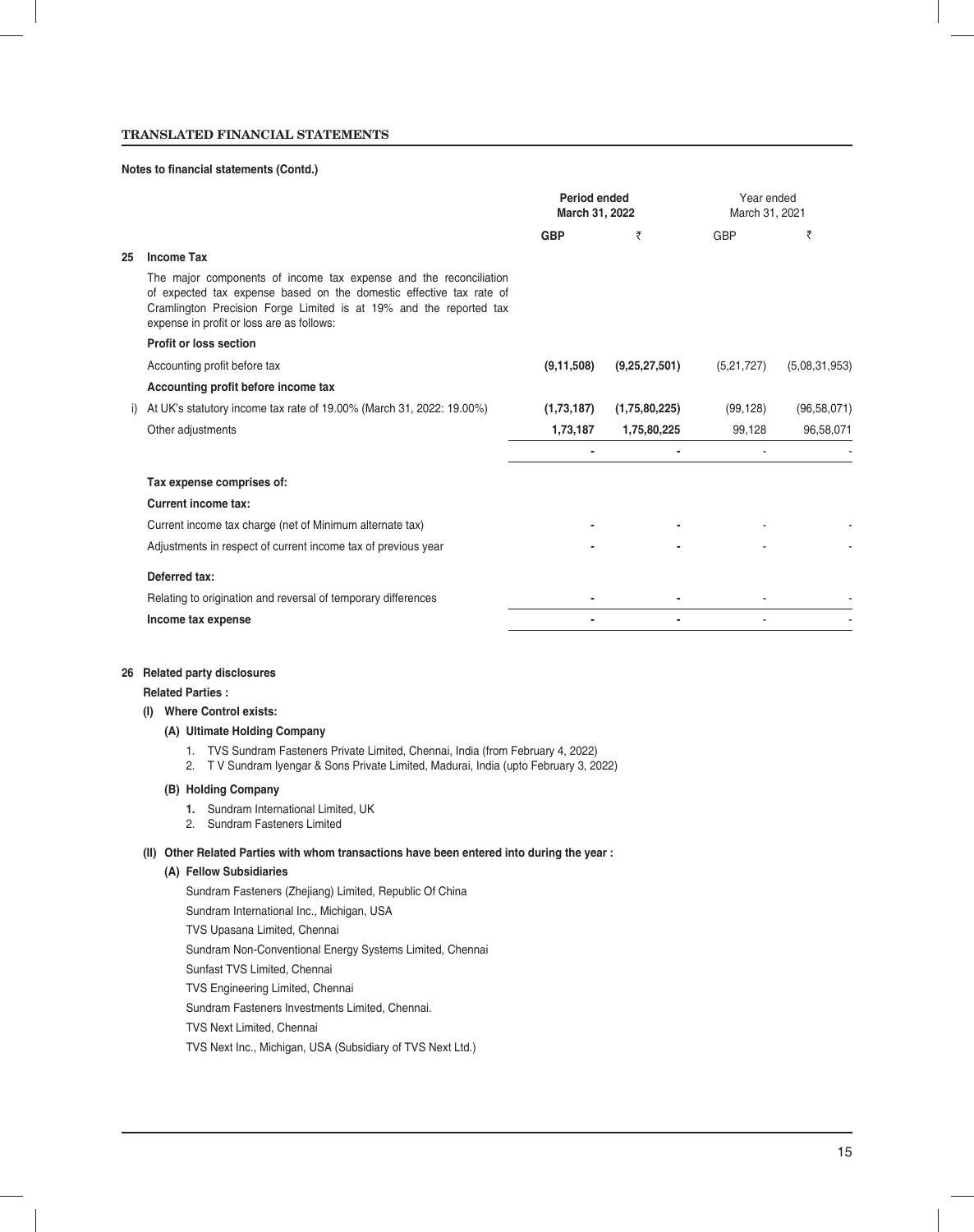**TRANSLATED FINANCIAL STATEMENTS**

**Notes to financial statements (Contd.)**

| | | Period ended March 31, 2022 | | Year ended March 31, 2021 | |
|---|---|---|---|---|---|
| | | **GBP** | **₹** | GBP | ₹ |
| **25** | **Income Tax** | | | | |
| | The major components of income tax expense and the reconciliation of expected tax expense based on the domestic effective tax rate of Cramlington Precision Forge Limited is at 19% and the reported tax expense in profit or loss are as follows: | | | | |
| | **Profit or loss section** | | | | |
| | Accounting profit before tax | **(9,11,508)** | **(9,25,27,501)** | (5,21,727) | (5,08,31,953) |
| | **Accounting profit before income tax** | | | | |
| i) | At UK's statutory income tax rate of 19.00% (March 31, 2022: 19.00%) | **(1,73,187)** | **(1,75,80,225)** | (99,128) | (96,58,071) |
| | Other adjustments | **1,73,187** | **1,75,80,225** | 99,128 | 96,58,071 |
| | | **-** | **-** | - | - |
| | **Tax expense comprises of:** | | | | |
| | **Current income tax:** | | | | |
| | Current income tax charge (net of Minimum alternate tax) | **-** | **-** | - | - |
| | Adjustments in respect of current income tax of previous year | **-** | **-** | - | - |
| | **Deferred tax:** | | | | |
| | Relating to origination and reversal of temporary differences | **-** | **-** | - | - |
| | **Income tax expense** | **-** | **-** | - | - |

**26 Related party disclosures**

**Related Parties :**

**(I) Where Control exists:**

**(A) Ultimate Holding Company**

1. TVS Sundram Fasteners Private Limited, Chennai, India (from February 4, 2022)
2. T V Sundram Iyengar & Sons Private Limited, Madurai, India (upto February 3, 2022)

**(B) Holding Company**

1. Sundram International Limited, UK
2. Sundram Fasteners Limited

**(II) Other Related Parties with whom transactions have been entered into during the year :**

**(A) Fellow Subsidiaries**

Sundram Fasteners (Zhejiang) Limited, Republic Of China

Sundram International Inc., Michigan, USA

TVS Upasana Limited, Chennai

Sundram Non-Conventional Energy Systems Limited, Chennai

Sunfast TVS Limited, Chennai

TVS Engineering Limited, Chennai

Sundram Fasteners Investments Limited, Chennai.

TVS Next Limited, Chennai

TVS Next Inc., Michigan, USA (Subsidiary of TVS Next Ltd.)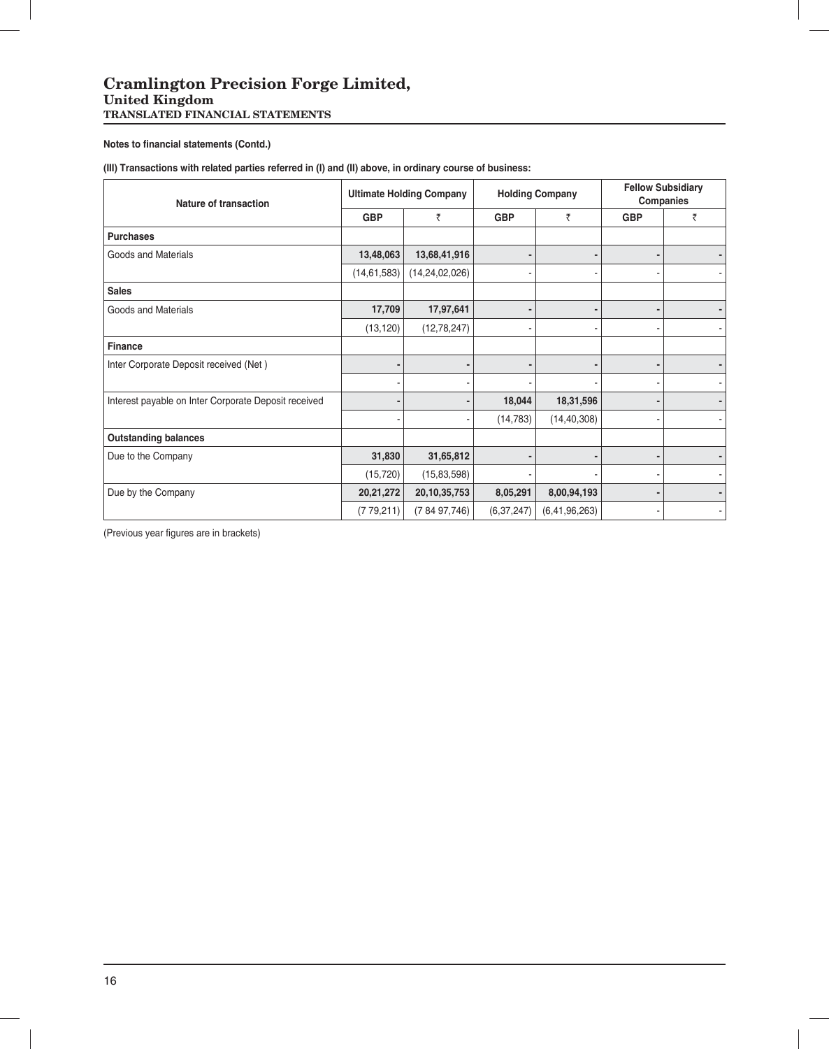# Cramlington Precision Forge Limited,

## United Kingdom

### TRANSLATED FINANCIAL STATEMENTS

**Notes to financial statements (Contd.)**

**(III) Transactions with related parties referred in (I) and (II) above, in ordinary course of business:**

| Nature of transaction | Ultimate Holding Company | | Holding Company | | Fellow Subsidiary Companies | |
|---|---|---|---|---|---|---|
| | GBP | ₹ | GBP | ₹ | GBP | ₹ |
| **Purchases** | | | | | | |
| Goods and Materials | **13,48,063** | **13,68,41,916** | **-** | **-** | **-** | **-** |
| | (14,61,583) | (14,24,02,026) | - | - | - | - |
| **Sales** | | | | | | |
| Goods and Materials | **17,709** | **17,97,641** | **-** | **-** | **-** | **-** |
| | (13,120) | (12,78,247) | - | - | - | - |
| **Finance** | | | | | | |
| Inter Corporate Deposit received (Net ) | **-** | **-** | **-** | **-** | **-** | **-** |
| | - | - | - | - | - | - |
| Interest payable on Inter Corporate Deposit received | **-** | **-** | **18,044** | **18,31,596** | **-** | **-** |
| | - | - | (14,783) | (14,40,308) | - | - |
| **Outstanding balances** | | | | | | |
| Due to the Company | **31,830** | **31,65,812** | **-** | **-** | **-** | **-** |
| | (15,720) | (15,83,598) | - | - | - | - |
| Due by the Company | **20,21,272** | **20,10,35,753** | **8,05,291** | **8,00,94,193** | **-** | **-** |
| | (7 79,211) | (7 84 97,746) | (6,37,247) | (6,41,96,263) | - | - |

(Previous year figures are in brackets)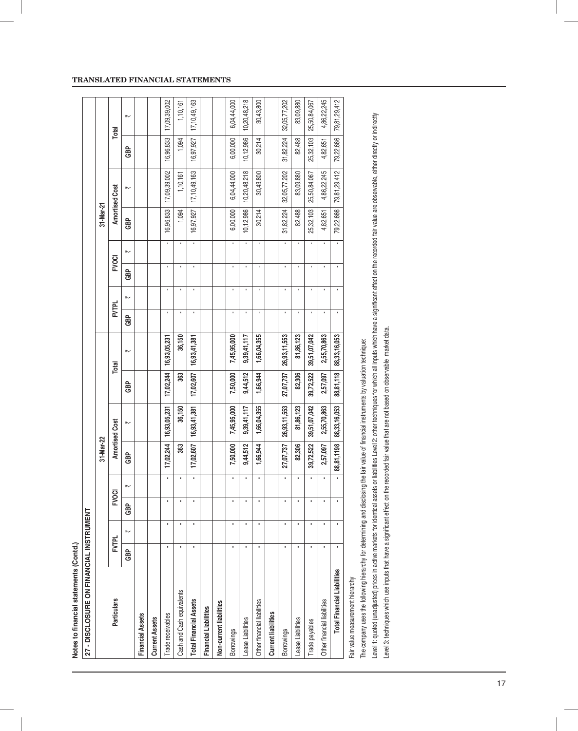## TRANSLATED FINANCIAL STATEMENTS

**Notes to financial statements (Contd.)**

### 27 - DISCLOSURE ON FINANCIAL INSTRUMENT

| Particulars | 31-Mar-22 | | | | | | | | 31-Mar-21 | | | | | | | |
|---|---|---|---|---|---|---|---|---|---|---|---|---|---|---|---|---|
| | FVTPL | | FVOCI | | Amortised Cost | | Total | | FVTPL | | FVOCI | | Amortised Cost | | Total | |
| | GBP | ₹ | GBP | ₹ | GBP | ₹ | GBP | ₹ | GBP | ₹ | GBP | ₹ | GBP | ₹ | GBP | ₹ |
| **Financial Assets** | | | | | | | | | | | | | | | | |
| **Current Assets** | | | | | | | | | | | | | | | | |
| Trade receivables | - | - | - | - | 17,02,244 | 16,93,05,231 | 17,02,244 | 16,93,05,231 | - | - | - | - | 16,96,833 | 17,09,39,002 | 16,96,833 | 17,09,39,002 |
| Cash and Cash equivalents | - | - | - | - | 363 | 36,150 | 363 | 36,150 | - | - | - | - | 1,094 | 1,10,161 | 1,094 | 1,10,161 |
| **Total Financial Assets** | - | - | - | - | 17,02,607 | 16,93,41,381 | 17,02,607 | 16,93,41,381 | - | - | - | - | 16,97,927 | 17,10,49,163 | 16,97,927 | 17,10,49,163 |
| **Financial Liabilities** | | | | | | | | | | | | | | | | |
| **Non-current liabilities** | | | | | | | | | | | | | | | | |
| Borrowings | - | - | - | - | 7,50,000 | 7,45,95,000 | 7,50,000 | 7,45,95,000 | - | - | - | - | 6,00,000 | 6,04,44,000 | 6,00,000 | 6,04,44,000 |
| Lease Liabilities | - | - | - | - | 9,44,512 | 9,39,41,117 | 9,44,512 | 9,39,41,117 | - | - | - | - | 10,12,986 | 10,20,48,218 | 10,12,986 | 10,20,48,218 |
| Other financial liabilities | - | - | - | - | 1,66,944 | 1,66,04,355 | 1,66,944 | 1,66,04,355 | - | - | - | - | 30,214 | 30,43,800 | 30,214 | 30,43,800 |
| **Current liabilities** | | | | | | | | | | | | | | | | |
| Borrowings | - | - | - | - | 27,07,737 | 26,93,11,553 | 27,07,737 | 26,93,11,553 | - | - | - | - | 31,82,224 | 32,05,77,202 | 31,82,224 | 32,05,77,202 |
| Lease Liabilities | - | - | - | - | 82,306 | 81,86,123 | 82,306 | 81,86,123 | - | - | - | - | 82,488 | 83,09,880 | 82,488 | 83,09,880 |
| Trade payables | - | - | - | - | 39,72,522 | 39,51,07,042 | 39,72,522 | 39,51,07,042 | - | - | - | - | 25,32,103 | 25,50,84,067 | 25,32,103 | 25,50,84,067 |
| Other financial liabilities | - | - | - | - | 2,57,097 | 2,55,70,863 | 2,57,097 | 2,55,70,863 | - | - | - | - | 4,82,651 | 4,86,22,245 | 4,82,651 | 4,86,22,245 |
| **Total Financial Liabilities** | - | - | - | - | 88,81,1198 | 88,33,16,053 | 88,81,118 | 88,33,16,053 | - | - | - | - | 79,22,666 | 79,81,29,412 | 79,22,666 | 79,81,29,412 |

Fair value measurement hierarchy

The company uses the following hierarchy for determining and disclosing the fair value of financial instruments by valuation technique:

Level 1: quoted (unadjusted) prices in active markets for identical assets or liabilities Level 2: other techniques for which all inputs which have a significant effect on the recorded fair value are observable, either directly or indirectly

Level 3: techniques which use inputs that have a significant effect on the recorded fair value that are not based on observable market data.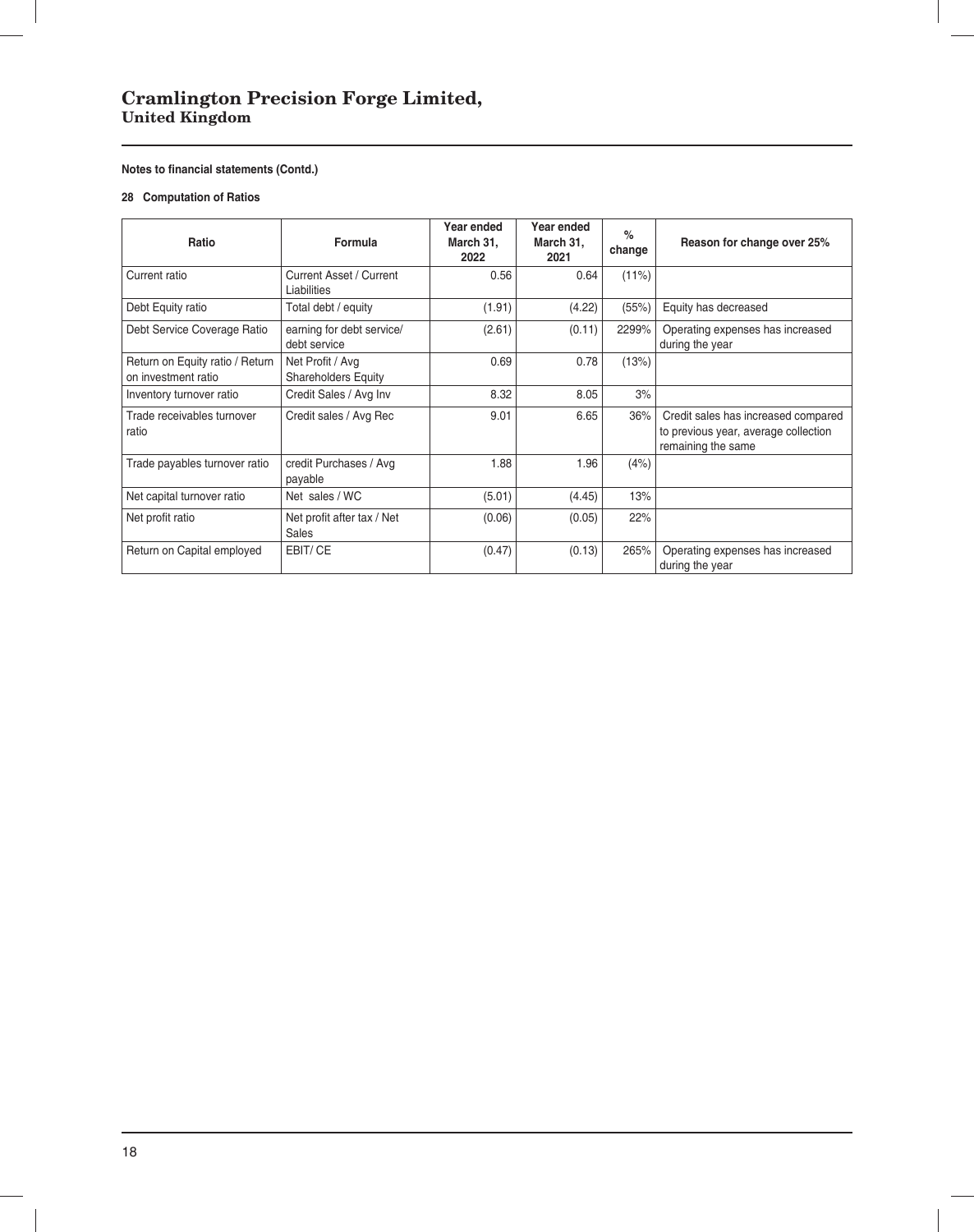# Cramlington Precision Forge Limited,
## United Kingdom

**Notes to financial statements (Contd.)**

**28 Computation of Ratios**

| Ratio | Formula | Year ended March 31, 2022 | Year ended March 31, 2021 | % change | Reason for change over 25% |
|---|---|---|---|---|---|
| Current ratio | Current Asset / Current Liabilities | 0.56 | 0.64 | (11%) | |
| Debt Equity ratio | Total debt / equity | (1.91) | (4.22) | (55%) | Equity has decreased |
| Debt Service Coverage Ratio | earning for debt service/ debt service | (2.61) | (0.11) | 2299% | Operating expenses has increased during the year |
| Return on Equity ratio / Return on investment ratio | Net Profit / Avg Shareholders Equity | 0.69 | 0.78 | (13%) | |
| Inventory turnover ratio | Credit Sales / Avg Inv | 8.32 | 8.05 | 3% | |
| Trade receivables turnover ratio | Credit sales / Avg Rec | 9.01 | 6.65 | 36% | Credit sales has increased compared to previous year, average collection remaining the same |
| Trade payables turnover ratio | credit Purchases / Avg payable | 1.88 | 1.96 | (4%) | |
| Net capital turnover ratio | Net sales / WC | (5.01) | (4.45) | 13% | |
| Net profit ratio | Net profit after tax / Net Sales | (0.06) | (0.05) | 22% | |
| Return on Capital employed | EBIT/ CE | (0.47) | (0.13) | 265% | Operating expenses has increased during the year |